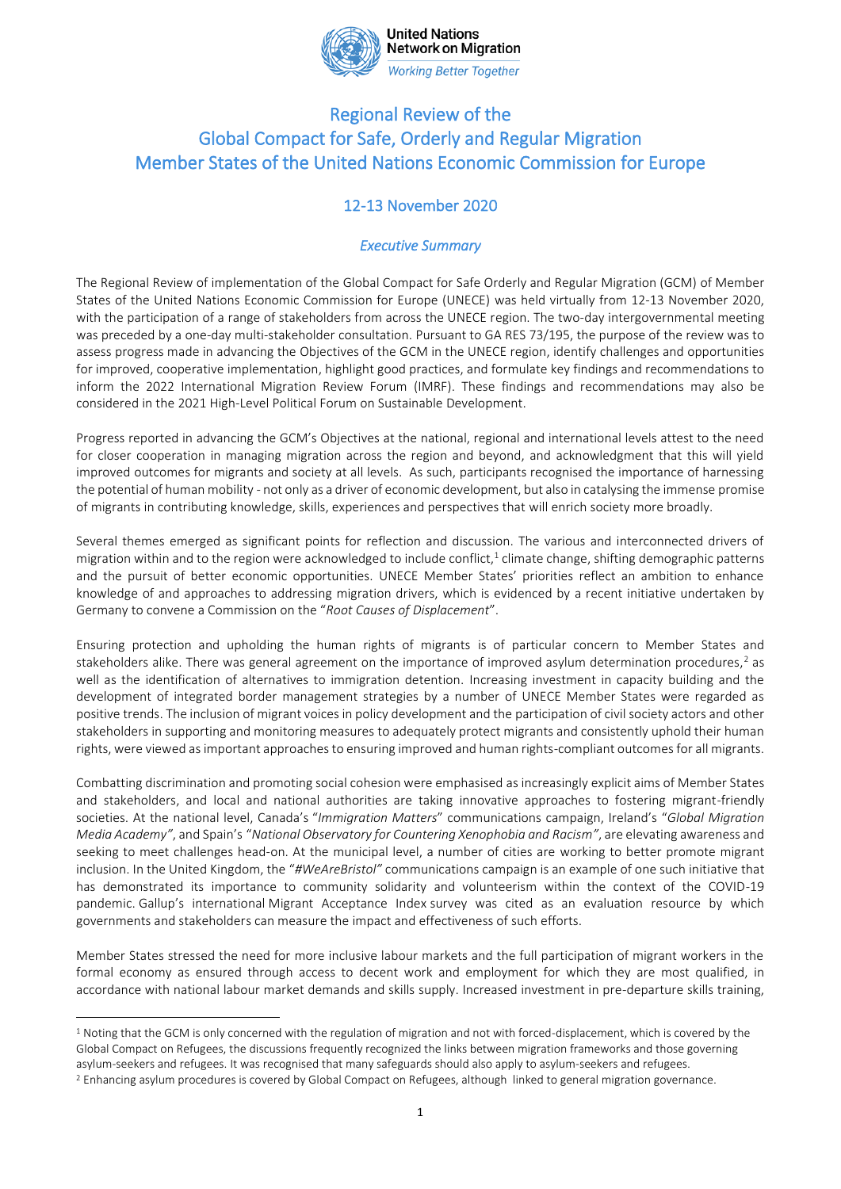United Nations Network on Migration
*Working Better Together*

# Regional Review of the Global Compact for Safe, Orderly and Regular Migration Member States of the United Nations Economic Commission for Europe

## 12-13 November 2020

### *Executive Summary*

The Regional Review of implementation of the Global Compact for Safe Orderly and Regular Migration (GCM) of Member States of the United Nations Economic Commission for Europe (UNECE) was held virtually from 12-13 November 2020, with the participation of a range of stakeholders from across the UNECE region. The two-day intergovernmental meeting was preceded by a one-day multi-stakeholder consultation. Pursuant to GA RES 73/195, the purpose of the review was to assess progress made in advancing the Objectives of the GCM in the UNECE region, identify challenges and opportunities for improved, cooperative implementation, highlight good practices, and formulate key findings and recommendations to inform the 2022 International Migration Review Forum (IMRF). These findings and recommendations may also be considered in the 2021 High-Level Political Forum on Sustainable Development.

Progress reported in advancing the GCM's Objectives at the national, regional and international levels attest to the need for closer cooperation in managing migration across the region and beyond, and acknowledgment that this will yield improved outcomes for migrants and society at all levels. As such, participants recognised the importance of harnessing the potential of human mobility - not only as a driver of economic development, but also in catalysing the immense promise of migrants in contributing knowledge, skills, experiences and perspectives that will enrich society more broadly.

Several themes emerged as significant points for reflection and discussion. The various and interconnected drivers of migration within and to the region were acknowledged to include conflict,[1] climate change, shifting demographic patterns and the pursuit of better economic opportunities. UNECE Member States' priorities reflect an ambition to enhance knowledge of and approaches to addressing migration drivers, which is evidenced by a recent initiative undertaken by Germany to convene a Commission on the "*Root Causes of Displacement*".

Ensuring protection and upholding the human rights of migrants is of particular concern to Member States and stakeholders alike. There was general agreement on the importance of improved asylum determination procedures,[2] as well as the identification of alternatives to immigration detention. Increasing investment in capacity building and the development of integrated border management strategies by a number of UNECE Member States were regarded as positive trends. The inclusion of migrant voices in policy development and the participation of civil society actors and other stakeholders in supporting and monitoring measures to adequately protect migrants and consistently uphold their human rights, were viewed as important approaches to ensuring improved and human rights-compliant outcomes for all migrants.

Combatting discrimination and promoting social cohesion were emphasised as increasingly explicit aims of Member States and stakeholders, and local and national authorities are taking innovative approaches to fostering migrant-friendly societies. At the national level, Canada's "*Immigration Matters*" communications campaign, Ireland's "*Global Migration Media Academy"*, and Spain's "*National Observatory for Countering Xenophobia and Racism"*, are elevating awareness and seeking to meet challenges head-on. At the municipal level, a number of cities are working to better promote migrant inclusion. In the United Kingdom, the "*#WeAreBristol"* communications campaign is an example of one such initiative that has demonstrated its importance to community solidarity and volunteerism within the context of the COVID-19 pandemic. Gallup's international Migrant Acceptance Index survey was cited as an evaluation resource by which governments and stakeholders can measure the impact and effectiveness of such efforts.

Member States stressed the need for more inclusive labour markets and the full participation of migrant workers in the formal economy as ensured through access to decent work and employment for which they are most qualified, in accordance with national labour market demands and skills supply. Increased investment in pre-departure skills training,

[1] Noting that the GCM is only concerned with the regulation of migration and not with forced-displacement, which is covered by the Global Compact on Refugees, the discussions frequently recognized the links between migration frameworks and those governing asylum-seekers and refugees. It was recognised that many safeguards should also apply to asylum-seekers and refugees.

[2] Enhancing asylum procedures is covered by Global Compact on Refugees, although linked to general migration governance.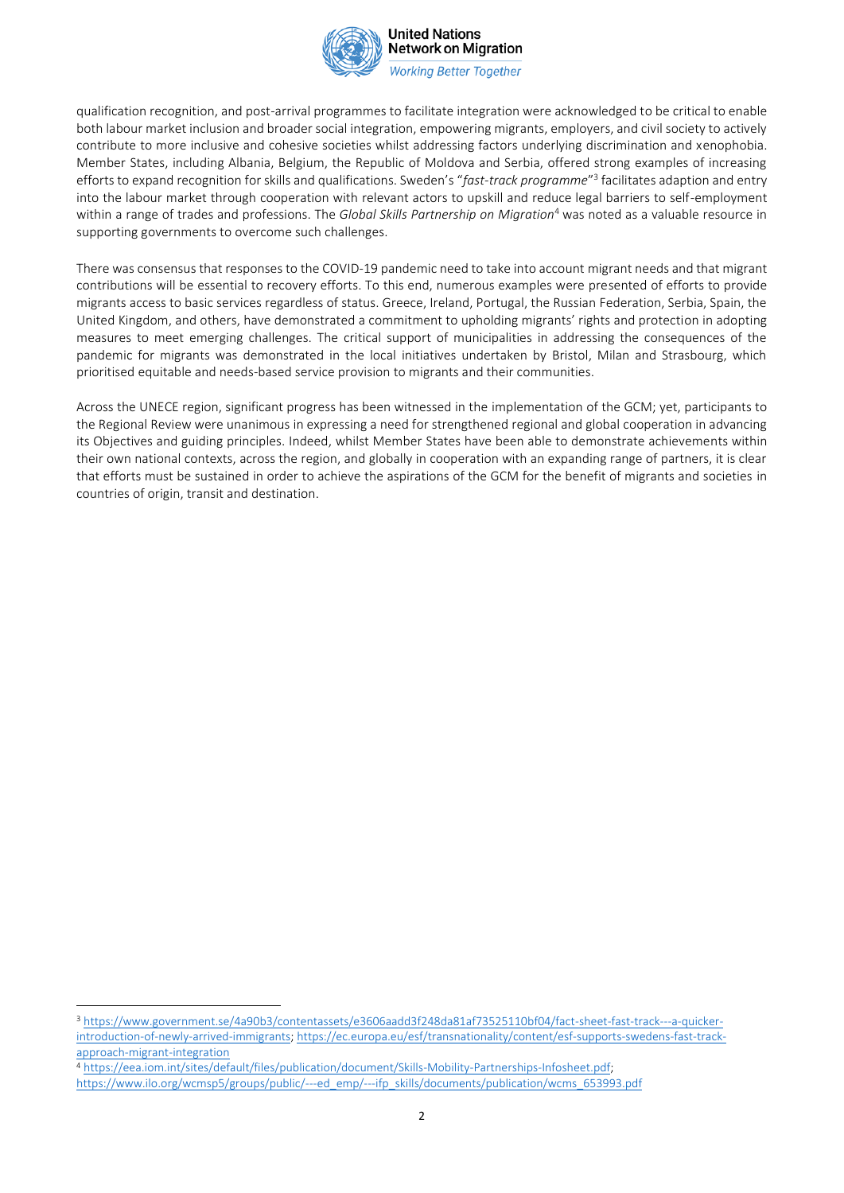qualification recognition, and post-arrival programmes to facilitate integration were acknowledged to be critical to enable both labour market inclusion and broader social integration, empowering migrants, employers, and civil society to actively contribute to more inclusive and cohesive societies whilst addressing factors underlying discrimination and xenophobia. Member States, including Albania, Belgium, the Republic of Moldova and Serbia, offered strong examples of increasing efforts to expand recognition for skills and qualifications. Sweden's "*fast-track programme*"[3] facilitates adaption and entry into the labour market through cooperation with relevant actors to upskill and reduce legal barriers to self-employment within a range of trades and professions. The *Global Skills Partnership on Migration*[4] was noted as a valuable resource in supporting governments to overcome such challenges.

There was consensus that responses to the COVID-19 pandemic need to take into account migrant needs and that migrant contributions will be essential to recovery efforts. To this end, numerous examples were presented of efforts to provide migrants access to basic services regardless of status. Greece, Ireland, Portugal, the Russian Federation, Serbia, Spain, the United Kingdom, and others, have demonstrated a commitment to upholding migrants' rights and protection in adopting measures to meet emerging challenges. The critical support of municipalities in addressing the consequences of the pandemic for migrants was demonstrated in the local initiatives undertaken by Bristol, Milan and Strasbourg, which prioritised equitable and needs-based service provision to migrants and their communities.

Across the UNECE region, significant progress has been witnessed in the implementation of the GCM; yet, participants to the Regional Review were unanimous in expressing a need for strengthened regional and global cooperation in advancing its Objectives and guiding principles. Indeed, whilst Member States have been able to demonstrate achievements within their own national contexts, across the region, and globally in cooperation with an expanding range of partners, it is clear that efforts must be sustained in order to achieve the aspirations of the GCM for the benefit of migrants and societies in countries of origin, transit and destination.

---

[3] https://www.government.se/4a90b3/contentassets/e3606aadd3f248da81af73525110bf04/fact-sheet-fast-track---a-quicker-introduction-of-newly-arrived-immigrants; https://ec.europa.eu/esf/transnationality/content/esf-supports-swedens-fast-track-approach-migrant-integration

[4] https://eea.iom.int/sites/default/files/publication/document/Skills-Mobility-Partnerships-Infosheet.pdf; https://www.ilo.org/wcmsp5/groups/public/---ed_emp/---ifp_skills/documents/publication/wcms_653993.pdf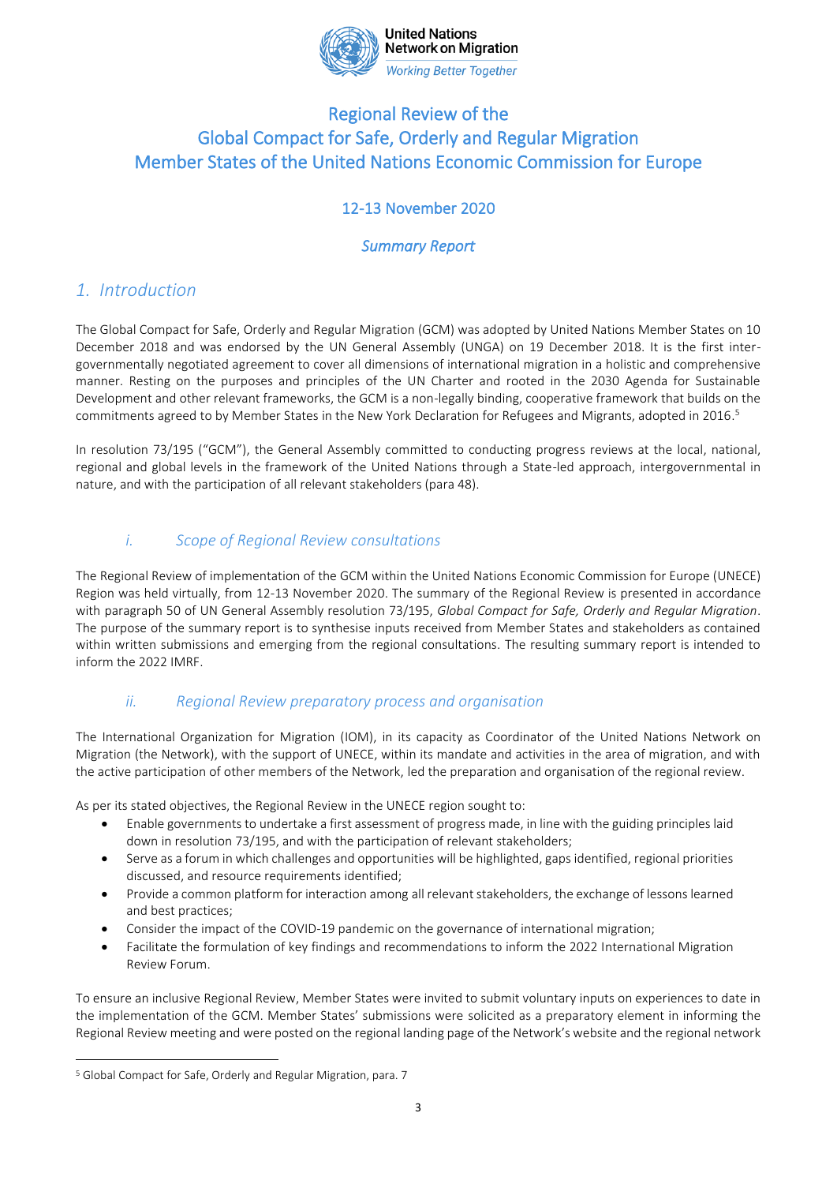United Nations Network on Migration

*Working Better Together*

# Regional Review of the Global Compact for Safe, Orderly and Regular Migration Member States of the United Nations Economic Commission for Europe

## 12-13 November 2020

### *Summary Report*

## *1. Introduction*

The Global Compact for Safe, Orderly and Regular Migration (GCM) was adopted by United Nations Member States on 10 December 2018 and was endorsed by the UN General Assembly (UNGA) on 19 December 2018. It is the first inter-governmentally negotiated agreement to cover all dimensions of international migration in a holistic and comprehensive manner. Resting on the purposes and principles of the UN Charter and rooted in the 2030 Agenda for Sustainable Development and other relevant frameworks, the GCM is a non-legally binding, cooperative framework that builds on the commitments agreed to by Member States in the New York Declaration for Refugees and Migrants, adopted in 2016.[5]

In resolution 73/195 ("GCM"), the General Assembly committed to conducting progress reviews at the local, national, regional and global levels in the framework of the United Nations through a State-led approach, intergovernmental in nature, and with the participation of all relevant stakeholders (para 48).

### *i. Scope of Regional Review consultations*

The Regional Review of implementation of the GCM within the United Nations Economic Commission for Europe (UNECE) Region was held virtually, from 12-13 November 2020. The summary of the Regional Review is presented in accordance with paragraph 50 of UN General Assembly resolution 73/195, *Global Compact for Safe, Orderly and Regular Migration*. The purpose of the summary report is to synthesise inputs received from Member States and stakeholders as contained within written submissions and emerging from the regional consultations. The resulting summary report is intended to inform the 2022 IMRF.

### *ii. Regional Review preparatory process and organisation*

The International Organization for Migration (IOM), in its capacity as Coordinator of the United Nations Network on Migration (the Network), with the support of UNECE, within its mandate and activities in the area of migration, and with the active participation of other members of the Network, led the preparation and organisation of the regional review.

As per its stated objectives, the Regional Review in the UNECE region sought to:

- Enable governments to undertake a first assessment of progress made, in line with the guiding principles laid down in resolution 73/195, and with the participation of relevant stakeholders;
- Serve as a forum in which challenges and opportunities will be highlighted, gaps identified, regional priorities discussed, and resource requirements identified;
- Provide a common platform for interaction among all relevant stakeholders, the exchange of lessons learned and best practices;
- Consider the impact of the COVID-19 pandemic on the governance of international migration;
- Facilitate the formulation of key findings and recommendations to inform the 2022 International Migration Review Forum.

To ensure an inclusive Regional Review, Member States were invited to submit voluntary inputs on experiences to date in the implementation of the GCM. Member States' submissions were solicited as a preparatory element in informing the Regional Review meeting and were posted on the regional landing page of the Network's website and the regional network

[5] Global Compact for Safe, Orderly and Regular Migration, para. 7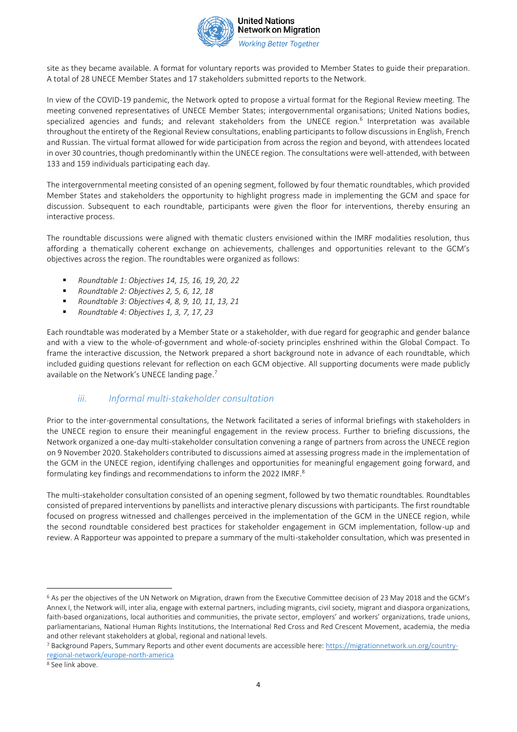site as they became available. A format for voluntary reports was provided to Member States to guide their preparation. A total of 28 UNECE Member States and 17 stakeholders submitted reports to the Network.

In view of the COVID-19 pandemic, the Network opted to propose a virtual format for the Regional Review meeting. The meeting convened representatives of UNECE Member States; intergovernmental organisations; United Nations bodies, specialized agencies and funds; and relevant stakeholders from the UNECE region.[6] Interpretation was available throughout the entirety of the Regional Review consultations, enabling participants to follow discussions in English, French and Russian. The virtual format allowed for wide participation from across the region and beyond, with attendees located in over 30 countries, though predominantly within the UNECE region. The consultations were well-attended, with between 133 and 159 individuals participating each day.

The intergovernmental meeting consisted of an opening segment, followed by four thematic roundtables, which provided Member States and stakeholders the opportunity to highlight progress made in implementing the GCM and space for discussion. Subsequent to each roundtable, participants were given the floor for interventions, thereby ensuring an interactive process.

The roundtable discussions were aligned with thematic clusters envisioned within the IMRF modalities resolution, thus affording a thematically coherent exchange on achievements, challenges and opportunities relevant to the GCM's objectives across the region. The roundtables were organized as follows:

- *Roundtable 1: Objectives 14, 15, 16, 19, 20, 22*
- *Roundtable 2: Objectives 2, 5, 6, 12, 18*
- *Roundtable 3: Objectives 4, 8, 9, 10, 11, 13, 21*
- *Roundtable 4: Objectives 1, 3, 7, 17, 23*

Each roundtable was moderated by a Member State or a stakeholder, with due regard for geographic and gender balance and with a view to the whole-of-government and whole-of-society principles enshrined within the Global Compact. To frame the interactive discussion, the Network prepared a short background note in advance of each roundtable, which included guiding questions relevant for reflection on each GCM objective. All supporting documents were made publicly available on the Network's UNECE landing page.[7]

### *iii. Informal multi-stakeholder consultation*

Prior to the inter-governmental consultations, the Network facilitated a series of informal briefings with stakeholders in the UNECE region to ensure their meaningful engagement in the review process. Further to briefing discussions, the Network organized a one-day multi-stakeholder consultation convening a range of partners from across the UNECE region on 9 November 2020. Stakeholders contributed to discussions aimed at assessing progress made in the implementation of the GCM in the UNECE region, identifying challenges and opportunities for meaningful engagement going forward, and formulating key findings and recommendations to inform the 2022 IMRF.[8]

The multi-stakeholder consultation consisted of an opening segment, followed by two thematic roundtables. Roundtables consisted of prepared interventions by panellists and interactive plenary discussions with participants. The first roundtable focused on progress witnessed and challenges perceived in the implementation of the GCM in the UNECE region, while the second roundtable considered best practices for stakeholder engagement in GCM implementation, follow-up and review. A Rapporteur was appointed to prepare a summary of the multi-stakeholder consultation, which was presented in

---

[6] As per the objectives of the UN Network on Migration, drawn from the Executive Committee decision of 23 May 2018 and the GCM's Annex I, the Network will, inter alia, engage with external partners, including migrants, civil society, migrant and diaspora organizations, faith-based organizations, local authorities and communities, the private sector, employers' and workers' organizations, trade unions, parliamentarians, National Human Rights Institutions, the International Red Cross and Red Crescent Movement, academia, the media and other relevant stakeholders at global, regional and national levels.

[7] Background Papers, Summary Reports and other event documents are accessible here: https://migrationnetwork.un.org/country-regional-network/europe-north-america

[8] See link above.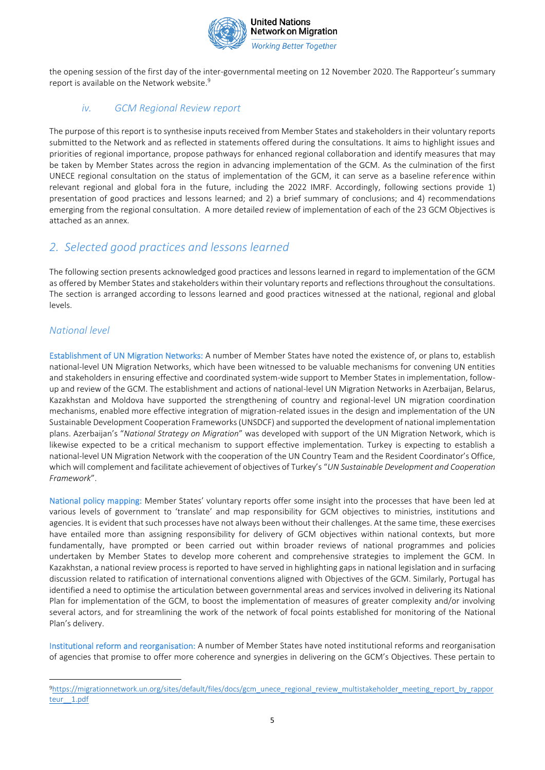the opening session of the first day of the inter-governmental meeting on 12 November 2020. The Rapporteur's summary report is available on the Network website.[9]

### *iv. GCM Regional Review report*

The purpose of this report is to synthesise inputs received from Member States and stakeholders in their voluntary reports submitted to the Network and as reflected in statements offered during the consultations. It aims to highlight issues and priorities of regional importance, propose pathways for enhanced regional collaboration and identify measures that may be taken by Member States across the region in advancing implementation of the GCM. As the culmination of the first UNECE regional consultation on the status of implementation of the GCM, it can serve as a baseline reference within relevant regional and global fora in the future, including the 2022 IMRF. Accordingly, following sections provide 1) presentation of good practices and lessons learned; and 2) a brief summary of conclusions; and 4) recommendations emerging from the regional consultation. A more detailed review of implementation of each of the 23 GCM Objectives is attached as an annex.

## *2. Selected good practices and lessons learned*

The following section presents acknowledged good practices and lessons learned in regard to implementation of the GCM as offered by Member States and stakeholders within their voluntary reports and reflections throughout the consultations. The section is arranged according to lessons learned and good practices witnessed at the national, regional and global levels.

### *National level*

**Establishment of UN Migration Networks:** A number of Member States have noted the existence of, or plans to, establish national-level UN Migration Networks, which have been witnessed to be valuable mechanisms for convening UN entities and stakeholders in ensuring effective and coordinated system-wide support to Member States in implementation, follow-up and review of the GCM. The establishment and actions of national-level UN Migration Networks in Azerbaijan, Belarus, Kazakhstan and Moldova have supported the strengthening of country and regional-level UN migration coordination mechanisms, enabled more effective integration of migration-related issues in the design and implementation of the UN Sustainable Development Cooperation Frameworks (UNSDCF) and supported the development of national implementation plans. Azerbaijan's "*National Strategy on Migration*" was developed with support of the UN Migration Network, which is likewise expected to be a critical mechanism to support effective implementation. Turkey is expecting to establish a national-level UN Migration Network with the cooperation of the UN Country Team and the Resident Coordinator's Office, which will complement and facilitate achievement of objectives of Turkey's "*UN Sustainable Development and Cooperation Framework*".

**National policy mapping:** Member States' voluntary reports offer some insight into the processes that have been led at various levels of government to 'translate' and map responsibility for GCM objectives to ministries, institutions and agencies. It is evident that such processes have not always been without their challenges. At the same time, these exercises have entailed more than assigning responsibility for delivery of GCM objectives within national contexts, but more fundamentally, have prompted or been carried out within broader reviews of national programmes and policies undertaken by Member States to develop more coherent and comprehensive strategies to implement the GCM. In Kazakhstan, a national review process is reported to have served in highlighting gaps in national legislation and in surfacing discussion related to ratification of international conventions aligned with Objectives of the GCM. Similarly, Portugal has identified a need to optimise the articulation between governmental areas and services involved in delivering its National Plan for implementation of the GCM, to boost the implementation of measures of greater complexity and/or involving several actors, and for streamlining the work of the network of focal points established for monitoring of the National Plan's delivery.

**Institutional reform and reorganisation:** A number of Member States have noted institutional reforms and reorganisation of agencies that promise to offer more coherence and synergies in delivering on the GCM's Objectives. These pertain to

---

[9] https://migrationnetwork.un.org/sites/default/files/docs/gcm_unece_regional_review_multistakeholder_meeting_report_by_rapporteur__1.pdf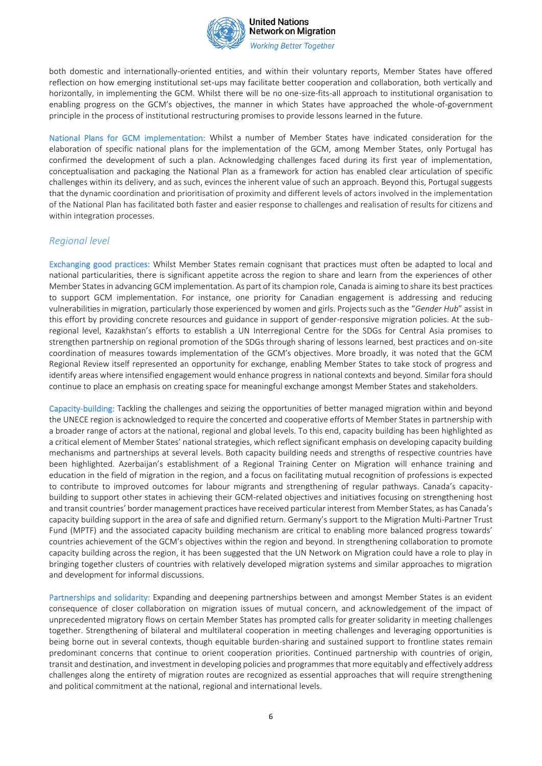both domestic and internationally-oriented entities, and within their voluntary reports, Member States have offered reflection on how emerging institutional set-ups may facilitate better cooperation and collaboration, both vertically and horizontally, in implementing the GCM. Whilst there will be no one-size-fits-all approach to institutional organisation to enabling progress on the GCM's objectives, the manner in which States have approached the whole-of-government principle in the process of institutional restructuring promises to provide lessons learned in the future.

National Plans for GCM implementation: Whilst a number of Member States have indicated consideration for the elaboration of specific national plans for the implementation of the GCM, among Member States, only Portugal has confirmed the development of such a plan. Acknowledging challenges faced during its first year of implementation, conceptualisation and packaging the National Plan as a framework for action has enabled clear articulation of specific challenges within its delivery, and as such, evinces the inherent value of such an approach. Beyond this, Portugal suggests that the dynamic coordination and prioritisation of proximity and different levels of actors involved in the implementation of the National Plan has facilitated both faster and easier response to challenges and realisation of results for citizens and within integration processes.

## *Regional level*

Exchanging good practices: Whilst Member States remain cognisant that practices must often be adapted to local and national particularities, there is significant appetite across the region to share and learn from the experiences of other Member States in advancing GCM implementation. As part of its champion role, Canada is aiming to share its best practices to support GCM implementation. For instance, one priority for Canadian engagement is addressing and reducing vulnerabilities in migration, particularly those experienced by women and girls. Projects such as the "*Gender Hub*" assist in this effort by providing concrete resources and guidance in support of gender-responsive migration policies. At the sub-regional level, Kazakhstan's efforts to establish a UN Interregional Centre for the SDGs for Central Asia promises to strengthen partnership on regional promotion of the SDGs through sharing of lessons learned, best practices and on-site coordination of measures towards implementation of the GCM's objectives. More broadly, it was noted that the GCM Regional Review itself represented an opportunity for exchange, enabling Member States to take stock of progress and identify areas where intensified engagement would enhance progress in national contexts and beyond. Similar fora should continue to place an emphasis on creating space for meaningful exchange amongst Member States and stakeholders.

Capacity-building: Tackling the challenges and seizing the opportunities of better managed migration within and beyond the UNECE region is acknowledged to require the concerted and cooperative efforts of Member States in partnership with a broader range of actors at the national, regional and global levels. To this end, capacity building has been highlighted as a critical element of Member States' national strategies, which reflect significant emphasis on developing capacity building mechanisms and partnerships at several levels. Both capacity building needs and strengths of respective countries have been highlighted. Azerbaijan's establishment of a Regional Training Center on Migration will enhance training and education in the field of migration in the region, and a focus on facilitating mutual recognition of professions is expected to contribute to improved outcomes for labour migrants and strengthening of regular pathways. Canada's capacity-building to support other states in achieving their GCM-related objectives and initiatives focusing on strengthening host and transit countries' border management practices have received particular interest from Member States, as has Canada's capacity building support in the area of safe and dignified return. Germany's support to the Migration Multi-Partner Trust Fund (MPTF) and the associated capacity building mechanism are critical to enabling more balanced progress towards' countries achievement of the GCM's objectives within the region and beyond. In strengthening collaboration to promote capacity building across the region, it has been suggested that the UN Network on Migration could have a role to play in bringing together clusters of countries with relatively developed migration systems and similar approaches to migration and development for informal discussions.

Partnerships and solidarity: Expanding and deepening partnerships between and amongst Member States is an evident consequence of closer collaboration on migration issues of mutual concern, and acknowledgement of the impact of unprecedented migratory flows on certain Member States has prompted calls for greater solidarity in meeting challenges together. Strengthening of bilateral and multilateral cooperation in meeting challenges and leveraging opportunities is being borne out in several contexts, though equitable burden-sharing and sustained support to frontline states remain predominant concerns that continue to orient cooperation priorities. Continued partnership with countries of origin, transit and destination, and investment in developing policies and programmes that more equitably and effectively address challenges along the entirety of migration routes are recognized as essential approaches that will require strengthening and political commitment at the national, regional and international levels.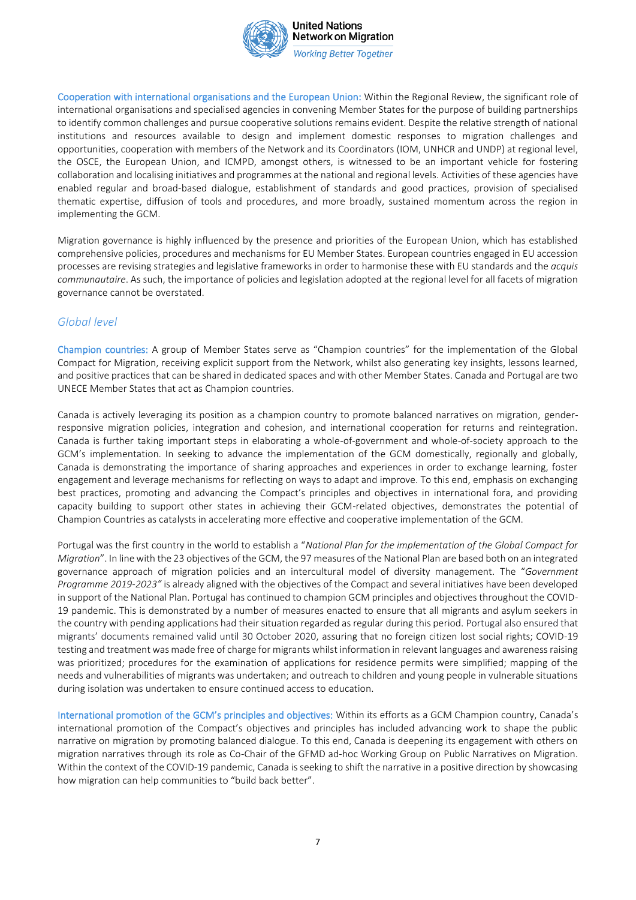**Cooperation with international organisations and the European Union:** Within the Regional Review, the significant role of international organisations and specialised agencies in convening Member States for the purpose of building partnerships to identify common challenges and pursue cooperative solutions remains evident. Despite the relative strength of national institutions and resources available to design and implement domestic responses to migration challenges and opportunities, cooperation with members of the Network and its Coordinators (IOM, UNHCR and UNDP) at regional level, the OSCE, the European Union, and ICMPD, amongst others, is witnessed to be an important vehicle for fostering collaboration and localising initiatives and programmes at the national and regional levels. Activities of these agencies have enabled regular and broad-based dialogue, establishment of standards and good practices, provision of specialised thematic expertise, diffusion of tools and procedures, and more broadly, sustained momentum across the region in implementing the GCM.

Migration governance is highly influenced by the presence and priorities of the European Union, which has established comprehensive policies, procedures and mechanisms for EU Member States. European countries engaged in EU accession processes are revising strategies and legislative frameworks in order to harmonise these with EU standards and the *acquis communautaire*. As such, the importance of policies and legislation adopted at the regional level for all facets of migration governance cannot be overstated.

## *Global level*

**Champion countries:** A group of Member States serve as "Champion countries" for the implementation of the Global Compact for Migration, receiving explicit support from the Network, whilst also generating key insights, lessons learned, and positive practices that can be shared in dedicated spaces and with other Member States. Canada and Portugal are two UNECE Member States that act as Champion countries.

Canada is actively leveraging its position as a champion country to promote balanced narratives on migration, gender-responsive migration policies, integration and cohesion, and international cooperation for returns and reintegration. Canada is further taking important steps in elaborating a whole-of-government and whole-of-society approach to the GCM's implementation. In seeking to advance the implementation of the GCM domestically, regionally and globally, Canada is demonstrating the importance of sharing approaches and experiences in order to exchange learning, foster engagement and leverage mechanisms for reflecting on ways to adapt and improve. To this end, emphasis on exchanging best practices, promoting and advancing the Compact's principles and objectives in international fora, and providing capacity building to support other states in achieving their GCM-related objectives, demonstrates the potential of Champion Countries as catalysts in accelerating more effective and cooperative implementation of the GCM.

Portugal was the first country in the world to establish a "*National Plan for the implementation of the Global Compact for Migration*". In line with the 23 objectives of the GCM, the 97 measures of the National Plan are based both on an integrated governance approach of migration policies and an intercultural model of diversity management. The "*Government Programme 2019-2023"* is already aligned with the objectives of the Compact and several initiatives have been developed in support of the National Plan. Portugal has continued to champion GCM principles and objectives throughout the COVID-19 pandemic. This is demonstrated by a number of measures enacted to ensure that all migrants and asylum seekers in the country with pending applications had their situation regarded as regular during this period. Portugal also ensured that migrants' documents remained valid until 30 October 2020, assuring that no foreign citizen lost social rights; COVID-19 testing and treatment was made free of charge for migrants whilst information in relevant languages and awareness raising was prioritized; procedures for the examination of applications for residence permits were simplified; mapping of the needs and vulnerabilities of migrants was undertaken; and outreach to children and young people in vulnerable situations during isolation was undertaken to ensure continued access to education.

**International promotion of the GCM's principles and objectives:** Within its efforts as a GCM Champion country, Canada's international promotion of the Compact's objectives and principles has included advancing work to shape the public narrative on migration by promoting balanced dialogue. To this end, Canada is deepening its engagement with others on migration narratives through its role as Co-Chair of the GFMD ad-hoc Working Group on Public Narratives on Migration. Within the context of the COVID-19 pandemic, Canada is seeking to shift the narrative in a positive direction by showcasing how migration can help communities to "build back better".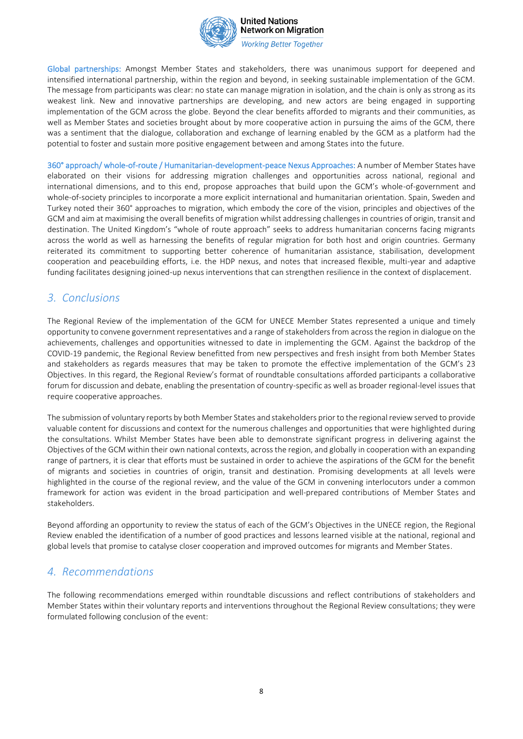**Global partnerships:** Amongst Member States and stakeholders, there was unanimous support for deepened and intensified international partnership, within the region and beyond, in seeking sustainable implementation of the GCM. The message from participants was clear: no state can manage migration in isolation, and the chain is only as strong as its weakest link. New and innovative partnerships are developing, and new actors are being engaged in supporting implementation of the GCM across the globe. Beyond the clear benefits afforded to migrants and their communities, as well as Member States and societies brought about by more cooperative action in pursuing the aims of the GCM, there was a sentiment that the dialogue, collaboration and exchange of learning enabled by the GCM as a platform had the potential to foster and sustain more positive engagement between and among States into the future.

**360° approach/ whole-of-route / Humanitarian-development-peace Nexus Approaches:** A number of Member States have elaborated on their visions for addressing migration challenges and opportunities across national, regional and international dimensions, and to this end, propose approaches that build upon the GCM's whole-of-government and whole-of-society principles to incorporate a more explicit international and humanitarian orientation. Spain, Sweden and Turkey noted their 360° approaches to migration, which embody the core of the vision, principles and objectives of the GCM and aim at maximising the overall benefits of migration whilst addressing challenges in countries of origin, transit and destination. The United Kingdom's "whole of route approach" seeks to address humanitarian concerns facing migrants across the world as well as harnessing the benefits of regular migration for both host and origin countries. Germany reiterated its commitment to supporting better coherence of humanitarian assistance, stabilisation, development cooperation and peacebuilding efforts, i.e. the HDP nexus, and notes that increased flexible, multi-year and adaptive funding facilitates designing joined-up nexus interventions that can strengthen resilience in the context of displacement.

## 3. Conclusions

The Regional Review of the implementation of the GCM for UNECE Member States represented a unique and timely opportunity to convene government representatives and a range of stakeholders from across the region in dialogue on the achievements, challenges and opportunities witnessed to date in implementing the GCM. Against the backdrop of the COVID-19 pandemic, the Regional Review benefitted from new perspectives and fresh insight from both Member States and stakeholders as regards measures that may be taken to promote the effective implementation of the GCM's 23 Objectives. In this regard, the Regional Review's format of roundtable consultations afforded participants a collaborative forum for discussion and debate, enabling the presentation of country-specific as well as broader regional-level issues that require cooperative approaches.

The submission of voluntary reports by both Member States and stakeholders prior to the regional review served to provide valuable content for discussions and context for the numerous challenges and opportunities that were highlighted during the consultations. Whilst Member States have been able to demonstrate significant progress in delivering against the Objectives of the GCM within their own national contexts, across the region, and globally in cooperation with an expanding range of partners, it is clear that efforts must be sustained in order to achieve the aspirations of the GCM for the benefit of migrants and societies in countries of origin, transit and destination. Promising developments at all levels were highlighted in the course of the regional review, and the value of the GCM in convening interlocutors under a common framework for action was evident in the broad participation and well-prepared contributions of Member States and stakeholders.

Beyond affording an opportunity to review the status of each of the GCM's Objectives in the UNECE region, the Regional Review enabled the identification of a number of good practices and lessons learned visible at the national, regional and global levels that promise to catalyse closer cooperation and improved outcomes for migrants and Member States.

## 4. Recommendations

The following recommendations emerged within roundtable discussions and reflect contributions of stakeholders and Member States within their voluntary reports and interventions throughout the Regional Review consultations; they were formulated following conclusion of the event: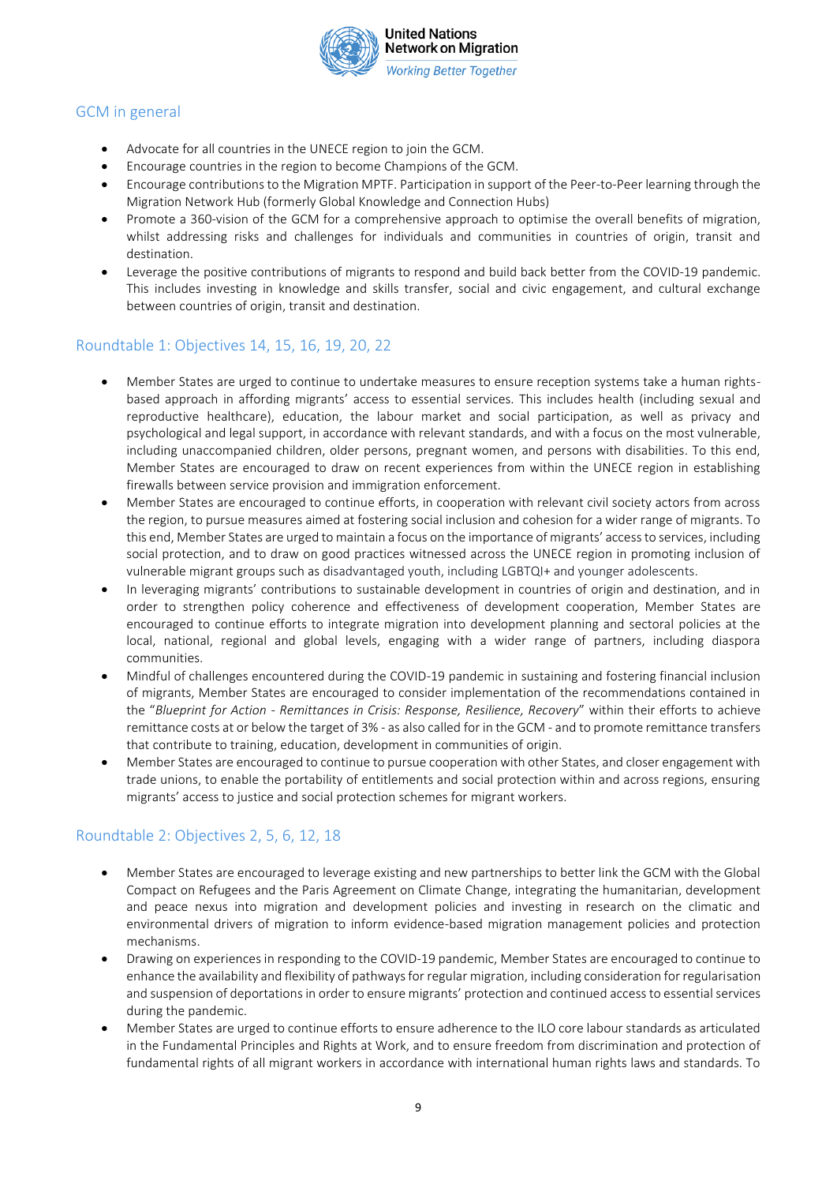## GCM in general

- Advocate for all countries in the UNECE region to join the GCM.
- Encourage countries in the region to become Champions of the GCM.
- Encourage contributions to the Migration MPTF. Participation in support of the Peer-to-Peer learning through the Migration Network Hub (formerly Global Knowledge and Connection Hubs)
- Promote a 360-vision of the GCM for a comprehensive approach to optimise the overall benefits of migration, whilst addressing risks and challenges for individuals and communities in countries of origin, transit and destination.
- Leverage the positive contributions of migrants to respond and build back better from the COVID-19 pandemic. This includes investing in knowledge and skills transfer, social and civic engagement, and cultural exchange between countries of origin, transit and destination.

## Roundtable 1: Objectives 14, 15, 16, 19, 20, 22

- Member States are urged to continue to undertake measures to ensure reception systems take a human rights-based approach in affording migrants' access to essential services. This includes health (including sexual and reproductive healthcare), education, the labour market and social participation, as well as privacy and psychological and legal support, in accordance with relevant standards, and with a focus on the most vulnerable, including unaccompanied children, older persons, pregnant women, and persons with disabilities. To this end, Member States are encouraged to draw on recent experiences from within the UNECE region in establishing firewalls between service provision and immigration enforcement.
- Member States are encouraged to continue efforts, in cooperation with relevant civil society actors from across the region, to pursue measures aimed at fostering social inclusion and cohesion for a wider range of migrants. To this end, Member States are urged to maintain a focus on the importance of migrants' access to services, including social protection, and to draw on good practices witnessed across the UNECE region in promoting inclusion of vulnerable migrant groups such as disadvantaged youth, including LGBTQI+ and younger adolescents.
- In leveraging migrants' contributions to sustainable development in countries of origin and destination, and in order to strengthen policy coherence and effectiveness of development cooperation, Member States are encouraged to continue efforts to integrate migration into development planning and sectoral policies at the local, national, regional and global levels, engaging with a wider range of partners, including diaspora communities.
- Mindful of challenges encountered during the COVID-19 pandemic in sustaining and fostering financial inclusion of migrants, Member States are encouraged to consider implementation of the recommendations contained in the "*Blueprint for Action - Remittances in Crisis: Response, Resilience, Recovery*" within their efforts to achieve remittance costs at or below the target of 3% - as also called for in the GCM - and to promote remittance transfers that contribute to training, education, development in communities of origin.
- Member States are encouraged to continue to pursue cooperation with other States, and closer engagement with trade unions, to enable the portability of entitlements and social protection within and across regions, ensuring migrants' access to justice and social protection schemes for migrant workers.

## Roundtable 2: Objectives 2, 5, 6, 12, 18

- Member States are encouraged to leverage existing and new partnerships to better link the GCM with the Global Compact on Refugees and the Paris Agreement on Climate Change, integrating the humanitarian, development and peace nexus into migration and development policies and investing in research on the climatic and environmental drivers of migration to inform evidence-based migration management policies and protection mechanisms.
- Drawing on experiences in responding to the COVID-19 pandemic, Member States are encouraged to continue to enhance the availability and flexibility of pathways for regular migration, including consideration for regularisation and suspension of deportations in order to ensure migrants' protection and continued access to essential services during the pandemic.
- Member States are urged to continue efforts to ensure adherence to the ILO core labour standards as articulated in the Fundamental Principles and Rights at Work, and to ensure freedom from discrimination and protection of fundamental rights of all migrant workers in accordance with international human rights laws and standards. To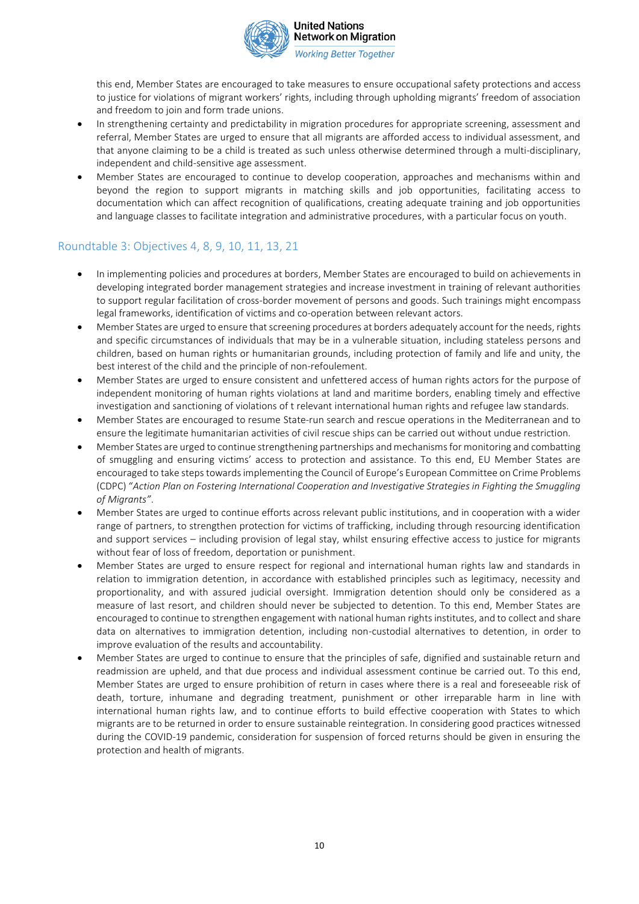this end, Member States are encouraged to take measures to ensure occupational safety protections and access to justice for violations of migrant workers' rights, including through upholding migrants' freedom of association and freedom to join and form trade unions.

- In strengthening certainty and predictability in migration procedures for appropriate screening, assessment and referral, Member States are urged to ensure that all migrants are afforded access to individual assessment, and that anyone claiming to be a child is treated as such unless otherwise determined through a multi-disciplinary, independent and child-sensitive age assessment.
- Member States are encouraged to continue to develop cooperation, approaches and mechanisms within and beyond the region to support migrants in matching skills and job opportunities, facilitating access to documentation which can affect recognition of qualifications, creating adequate training and job opportunities and language classes to facilitate integration and administrative procedures, with a particular focus on youth.

## Roundtable 3: Objectives 4, 8, 9, 10, 11, 13, 21

- In implementing policies and procedures at borders, Member States are encouraged to build on achievements in developing integrated border management strategies and increase investment in training of relevant authorities to support regular facilitation of cross-border movement of persons and goods. Such trainings might encompass legal frameworks, identification of victims and co-operation between relevant actors.
- Member States are urged to ensure that screening procedures at borders adequately account for the needs, rights and specific circumstances of individuals that may be in a vulnerable situation, including stateless persons and children, based on human rights or humanitarian grounds, including protection of family and life and unity, the best interest of the child and the principle of non-refoulement.
- Member States are urged to ensure consistent and unfettered access of human rights actors for the purpose of independent monitoring of human rights violations at land and maritime borders, enabling timely and effective investigation and sanctioning of violations of t relevant international human rights and refugee law standards.
- Member States are encouraged to resume State-run search and rescue operations in the Mediterranean and to ensure the legitimate humanitarian activities of civil rescue ships can be carried out without undue restriction.
- Member States are urged to continue strengthening partnerships and mechanisms for monitoring and combatting of smuggling and ensuring victims' access to protection and assistance. To this end, EU Member States are encouraged to take steps towards implementing the Council of Europe's European Committee on Crime Problems (CDPC) "*Action Plan on Fostering International Cooperation and Investigative Strategies in Fighting the Smuggling of Migrants"*.
- Member States are urged to continue efforts across relevant public institutions, and in cooperation with a wider range of partners, to strengthen protection for victims of trafficking, including through resourcing identification and support services – including provision of legal stay, whilst ensuring effective access to justice for migrants without fear of loss of freedom, deportation or punishment.
- Member States are urged to ensure respect for regional and international human rights law and standards in relation to immigration detention, in accordance with established principles such as legitimacy, necessity and proportionality, and with assured judicial oversight. Immigration detention should only be considered as a measure of last resort, and children should never be subjected to detention. To this end, Member States are encouraged to continue to strengthen engagement with national human rights institutes, and to collect and share data on alternatives to immigration detention, including non-custodial alternatives to detention, in order to improve evaluation of the results and accountability.
- Member States are urged to continue to ensure that the principles of safe, dignified and sustainable return and readmission are upheld, and that due process and individual assessment continue be carried out. To this end, Member States are urged to ensure prohibition of return in cases where there is a real and foreseeable risk of death, torture, inhumane and degrading treatment, punishment or other irreparable harm in line with international human rights law, and to continue efforts to build effective cooperation with States to which migrants are to be returned in order to ensure sustainable reintegration. In considering good practices witnessed during the COVID-19 pandemic, consideration for suspension of forced returns should be given in ensuring the protection and health of migrants.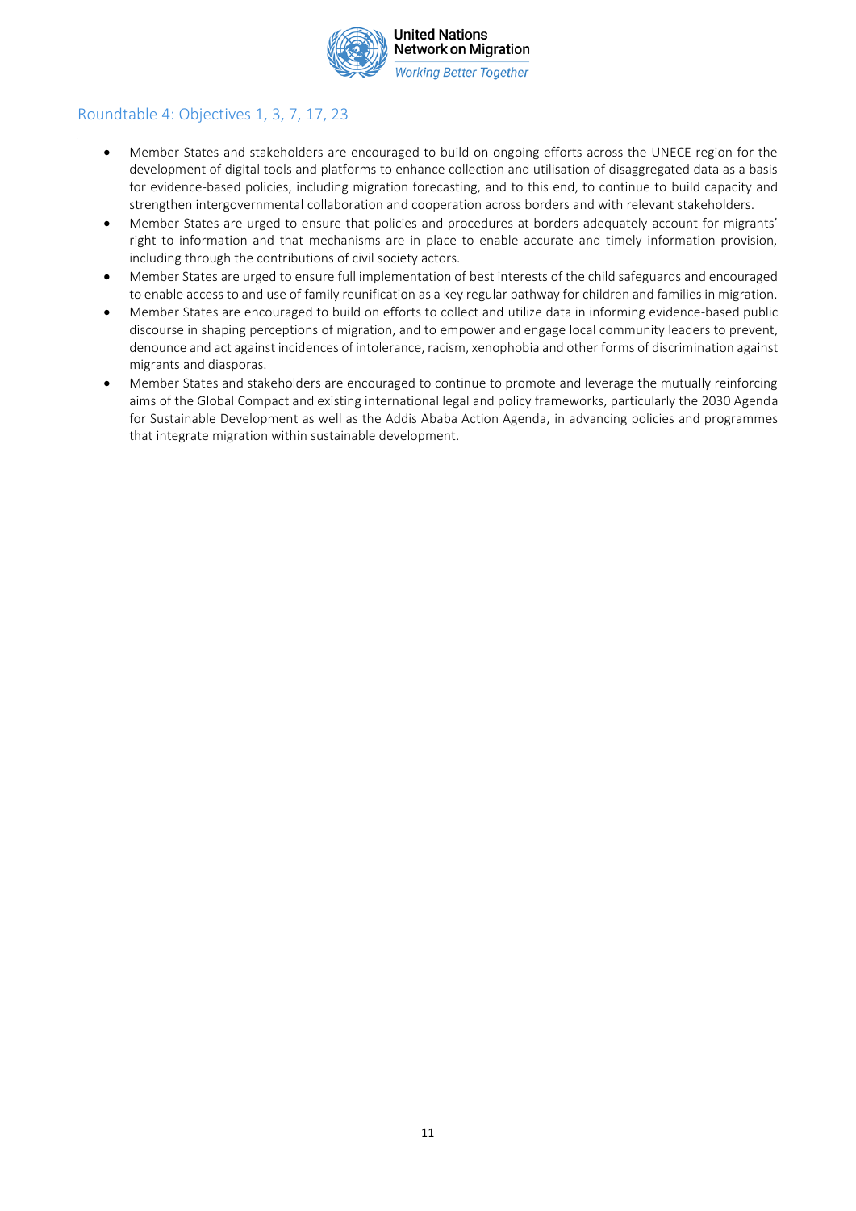## Roundtable 4: Objectives 1, 3, 7, 17, 23

- Member States and stakeholders are encouraged to build on ongoing efforts across the UNECE region for the development of digital tools and platforms to enhance collection and utilisation of disaggregated data as a basis for evidence-based policies, including migration forecasting, and to this end, to continue to build capacity and strengthen intergovernmental collaboration and cooperation across borders and with relevant stakeholders.
- Member States are urged to ensure that policies and procedures at borders adequately account for migrants' right to information and that mechanisms are in place to enable accurate and timely information provision, including through the contributions of civil society actors.
- Member States are urged to ensure full implementation of best interests of the child safeguards and encouraged to enable access to and use of family reunification as a key regular pathway for children and families in migration.
- Member States are encouraged to build on efforts to collect and utilize data in informing evidence-based public discourse in shaping perceptions of migration, and to empower and engage local community leaders to prevent, denounce and act against incidences of intolerance, racism, xenophobia and other forms of discrimination against migrants and diasporas.
- Member States and stakeholders are encouraged to continue to promote and leverage the mutually reinforcing aims of the Global Compact and existing international legal and policy frameworks, particularly the 2030 Agenda for Sustainable Development as well as the Addis Ababa Action Agenda, in advancing policies and programmes that integrate migration within sustainable development.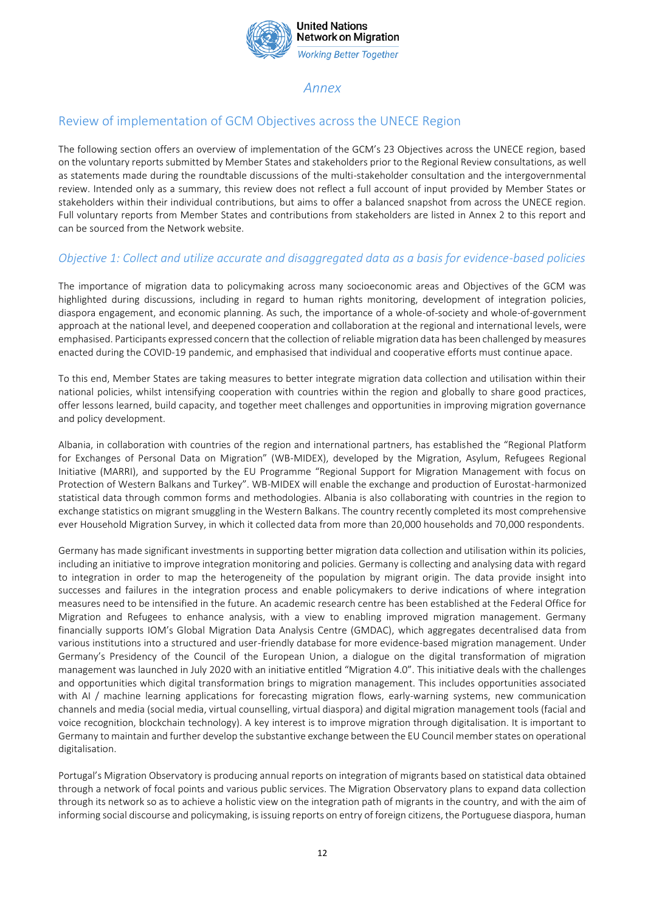## Annex

## Review of implementation of GCM Objectives across the UNECE Region

The following section offers an overview of implementation of the GCM's 23 Objectives across the UNECE region, based on the voluntary reports submitted by Member States and stakeholders prior to the Regional Review consultations, as well as statements made during the roundtable discussions of the multi-stakeholder consultation and the intergovernmental review. Intended only as a summary, this review does not reflect a full account of input provided by Member States or stakeholders within their individual contributions, but aims to offer a balanced snapshot from across the UNECE region. Full voluntary reports from Member States and contributions from stakeholders are listed in Annex 2 to this report and can be sourced from the Network website.

### *Objective 1: Collect and utilize accurate and disaggregated data as a basis for evidence-based policies*

The importance of migration data to policymaking across many socioeconomic areas and Objectives of the GCM was highlighted during discussions, including in regard to human rights monitoring, development of integration policies, diaspora engagement, and economic planning. As such, the importance of a whole-of-society and whole-of-government approach at the national level, and deepened cooperation and collaboration at the regional and international levels, were emphasised. Participants expressed concern that the collection of reliable migration data has been challenged by measures enacted during the COVID-19 pandemic, and emphasised that individual and cooperative efforts must continue apace.

To this end, Member States are taking measures to better integrate migration data collection and utilisation within their national policies, whilst intensifying cooperation with countries within the region and globally to share good practices, offer lessons learned, build capacity, and together meet challenges and opportunities in improving migration governance and policy development.

Albania, in collaboration with countries of the region and international partners, has established the "Regional Platform for Exchanges of Personal Data on Migration" (WB-MIDEX), developed by the Migration, Asylum, Refugees Regional Initiative (MARRI), and supported by the EU Programme "Regional Support for Migration Management with focus on Protection of Western Balkans and Turkey". WB-MIDEX will enable the exchange and production of Eurostat-harmonized statistical data through common forms and methodologies. Albania is also collaborating with countries in the region to exchange statistics on migrant smuggling in the Western Balkans. The country recently completed its most comprehensive ever Household Migration Survey, in which it collected data from more than 20,000 households and 70,000 respondents.

Germany has made significant investments in supporting better migration data collection and utilisation within its policies, including an initiative to improve integration monitoring and policies. Germany is collecting and analysing data with regard to integration in order to map the heterogeneity of the population by migrant origin. The data provide insight into successes and failures in the integration process and enable policymakers to derive indications of where integration measures need to be intensified in the future. An academic research centre has been established at the Federal Office for Migration and Refugees to enhance analysis, with a view to enabling improved migration management. Germany financially supports IOM's Global Migration Data Analysis Centre (GMDAC), which aggregates decentralised data from various institutions into a structured and user-friendly database for more evidence-based migration management. Under Germany's Presidency of the Council of the European Union, a dialogue on the digital transformation of migration management was launched in July 2020 with an initiative entitled "Migration 4.0". This initiative deals with the challenges and opportunities which digital transformation brings to migration management. This includes opportunities associated with AI / machine learning applications for forecasting migration flows, early-warning systems, new communication channels and media (social media, virtual counselling, virtual diaspora) and digital migration management tools (facial and voice recognition, blockchain technology). A key interest is to improve migration through digitalisation. It is important to Germany to maintain and further develop the substantive exchange between the EU Council member states on operational digitalisation.

Portugal's Migration Observatory is producing annual reports on integration of migrants based on statistical data obtained through a network of focal points and various public services. The Migration Observatory plans to expand data collection through its network so as to achieve a holistic view on the integration path of migrants in the country, and with the aim of informing social discourse and policymaking, is issuing reports on entry of foreign citizens, the Portuguese diaspora, human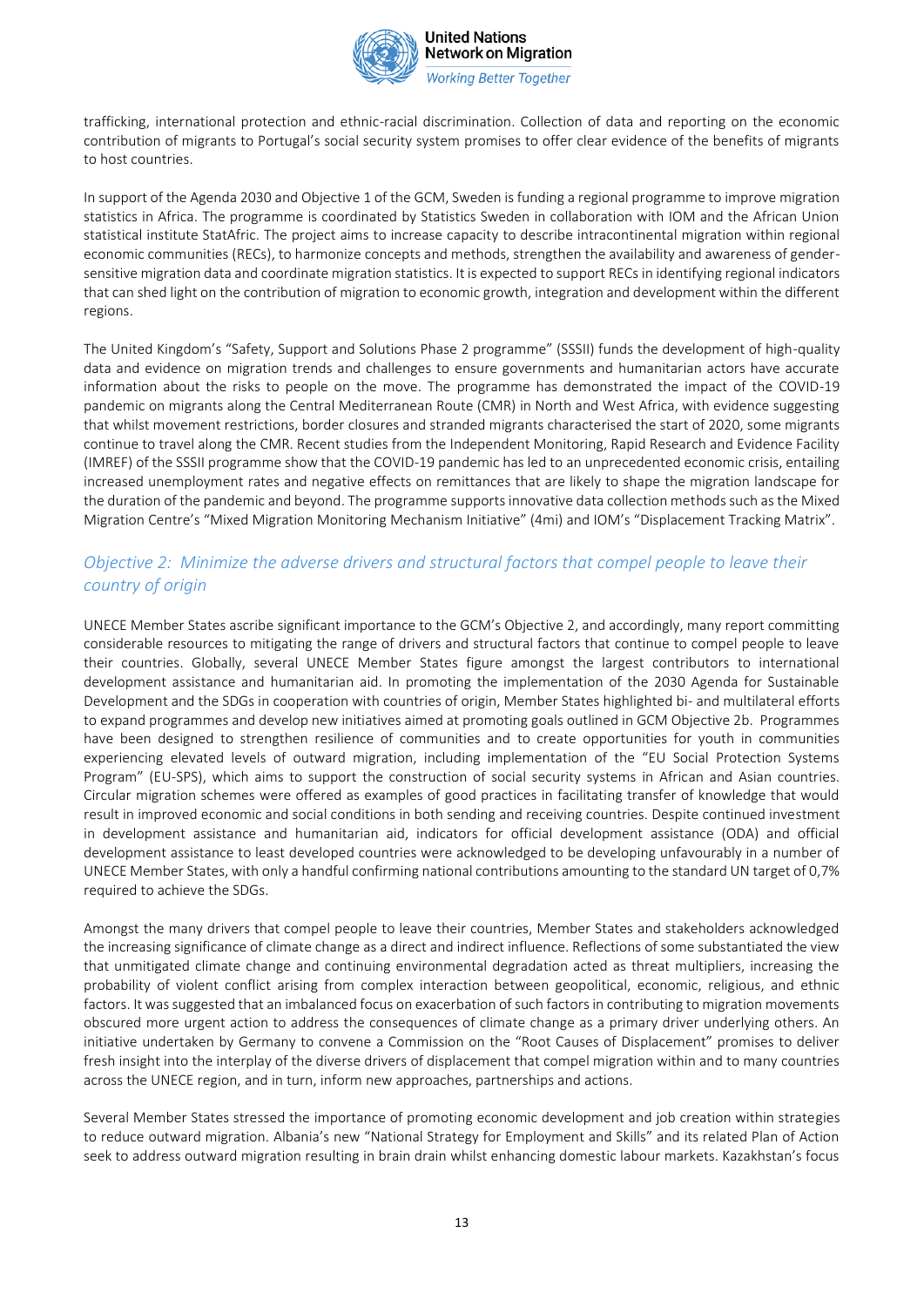trafficking, international protection and ethnic-racial discrimination. Collection of data and reporting on the economic contribution of migrants to Portugal's social security system promises to offer clear evidence of the benefits of migrants to host countries.

In support of the Agenda 2030 and Objective 1 of the GCM, Sweden is funding a regional programme to improve migration statistics in Africa. The programme is coordinated by Statistics Sweden in collaboration with IOM and the African Union statistical institute StatAfric. The project aims to increase capacity to describe intracontinental migration within regional economic communities (RECs), to harmonize concepts and methods, strengthen the availability and awareness of gender-sensitive migration data and coordinate migration statistics. It is expected to support RECs in identifying regional indicators that can shed light on the contribution of migration to economic growth, integration and development within the different regions.

The United Kingdom's "Safety, Support and Solutions Phase 2 programme" (SSSII) funds the development of high-quality data and evidence on migration trends and challenges to ensure governments and humanitarian actors have accurate information about the risks to people on the move. The programme has demonstrated the impact of the COVID-19 pandemic on migrants along the Central Mediterranean Route (CMR) in North and West Africa, with evidence suggesting that whilst movement restrictions, border closures and stranded migrants characterised the start of 2020, some migrants continue to travel along the CMR. Recent studies from the Independent Monitoring, Rapid Research and Evidence Facility (IMREF) of the SSSII programme show that the COVID-19 pandemic has led to an unprecedented economic crisis, entailing increased unemployment rates and negative effects on remittances that are likely to shape the migration landscape for the duration of the pandemic and beyond. The programme supports innovative data collection methods such as the Mixed Migration Centre's "Mixed Migration Monitoring Mechanism Initiative" (4mi) and IOM's "Displacement Tracking Matrix".

## *Objective 2: Minimize the adverse drivers and structural factors that compel people to leave their country of origin*

UNECE Member States ascribe significant importance to the GCM's Objective 2, and accordingly, many report committing considerable resources to mitigating the range of drivers and structural factors that continue to compel people to leave their countries. Globally, several UNECE Member States figure amongst the largest contributors to international development assistance and humanitarian aid. In promoting the implementation of the 2030 Agenda for Sustainable Development and the SDGs in cooperation with countries of origin, Member States highlighted bi- and multilateral efforts to expand programmes and develop new initiatives aimed at promoting goals outlined in GCM Objective 2b. Programmes have been designed to strengthen resilience of communities and to create opportunities for youth in communities experiencing elevated levels of outward migration, including implementation of the "EU Social Protection Systems Program" (EU-SPS), which aims to support the construction of social security systems in African and Asian countries. Circular migration schemes were offered as examples of good practices in facilitating transfer of knowledge that would result in improved economic and social conditions in both sending and receiving countries. Despite continued investment in development assistance and humanitarian aid, indicators for official development assistance (ODA) and official development assistance to least developed countries were acknowledged to be developing unfavourably in a number of UNECE Member States, with only a handful confirming national contributions amounting to the standard UN target of 0,7% required to achieve the SDGs.

Amongst the many drivers that compel people to leave their countries, Member States and stakeholders acknowledged the increasing significance of climate change as a direct and indirect influence. Reflections of some substantiated the view that unmitigated climate change and continuing environmental degradation acted as threat multipliers, increasing the probability of violent conflict arising from complex interaction between geopolitical, economic, religious, and ethnic factors. It was suggested that an imbalanced focus on exacerbation of such factors in contributing to migration movements obscured more urgent action to address the consequences of climate change as a primary driver underlying others. An initiative undertaken by Germany to convene a Commission on the "Root Causes of Displacement" promises to deliver fresh insight into the interplay of the diverse drivers of displacement that compel migration within and to many countries across the UNECE region, and in turn, inform new approaches, partnerships and actions.

Several Member States stressed the importance of promoting economic development and job creation within strategies to reduce outward migration. Albania's new "National Strategy for Employment and Skills" and its related Plan of Action seek to address outward migration resulting in brain drain whilst enhancing domestic labour markets. Kazakhstan's focus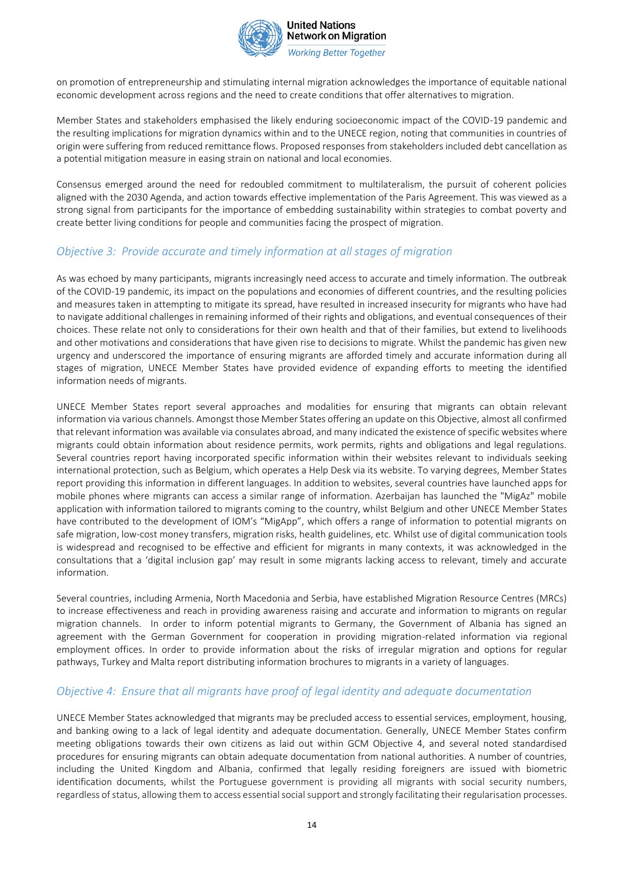on promotion of entrepreneurship and stimulating internal migration acknowledges the importance of equitable national economic development across regions and the need to create conditions that offer alternatives to migration.

Member States and stakeholders emphasised the likely enduring socioeconomic impact of the COVID-19 pandemic and the resulting implications for migration dynamics within and to the UNECE region, noting that communities in countries of origin were suffering from reduced remittance flows. Proposed responses from stakeholders included debt cancellation as a potential mitigation measure in easing strain on national and local economies.

Consensus emerged around the need for redoubled commitment to multilateralism, the pursuit of coherent policies aligned with the 2030 Agenda, and action towards effective implementation of the Paris Agreement. This was viewed as a strong signal from participants for the importance of embedding sustainability within strategies to combat poverty and create better living conditions for people and communities facing the prospect of migration.

### *Objective 3: Provide accurate and timely information at all stages of migration*

As was echoed by many participants, migrants increasingly need access to accurate and timely information. The outbreak of the COVID-19 pandemic, its impact on the populations and economies of different countries, and the resulting policies and measures taken in attempting to mitigate its spread, have resulted in increased insecurity for migrants who have had to navigate additional challenges in remaining informed of their rights and obligations, and eventual consequences of their choices. These relate not only to considerations for their own health and that of their families, but extend to livelihoods and other motivations and considerations that have given rise to decisions to migrate. Whilst the pandemic has given new urgency and underscored the importance of ensuring migrants are afforded timely and accurate information during all stages of migration, UNECE Member States have provided evidence of expanding efforts to meeting the identified information needs of migrants.

UNECE Member States report several approaches and modalities for ensuring that migrants can obtain relevant information via various channels. Amongst those Member States offering an update on this Objective, almost all confirmed that relevant information was available via consulates abroad, and many indicated the existence of specific websites where migrants could obtain information about residence permits, work permits, rights and obligations and legal regulations. Several countries report having incorporated specific information within their websites relevant to individuals seeking international protection, such as Belgium, which operates a Help Desk via its website. To varying degrees, Member States report providing this information in different languages. In addition to websites, several countries have launched apps for mobile phones where migrants can access a similar range of information. Azerbaijan has launched the "MigAz" mobile application with information tailored to migrants coming to the country, whilst Belgium and other UNECE Member States have contributed to the development of IOM's "MigApp", which offers a range of information to potential migrants on safe migration, low-cost money transfers, migration risks, health guidelines, etc. Whilst use of digital communication tools is widespread and recognised to be effective and efficient for migrants in many contexts, it was acknowledged in the consultations that a 'digital inclusion gap' may result in some migrants lacking access to relevant, timely and accurate information.

Several countries, including Armenia, North Macedonia and Serbia, have established Migration Resource Centres (MRCs) to increase effectiveness and reach in providing awareness raising and accurate and information to migrants on regular migration channels. In order to inform potential migrants to Germany, the Government of Albania has signed an agreement with the German Government for cooperation in providing migration-related information via regional employment offices. In order to provide information about the risks of irregular migration and options for regular pathways, Turkey and Malta report distributing information brochures to migrants in a variety of languages.

### *Objective 4: Ensure that all migrants have proof of legal identity and adequate documentation*

UNECE Member States acknowledged that migrants may be precluded access to essential services, employment, housing, and banking owing to a lack of legal identity and adequate documentation. Generally, UNECE Member States confirm meeting obligations towards their own citizens as laid out within GCM Objective 4, and several noted standardised procedures for ensuring migrants can obtain adequate documentation from national authorities. A number of countries, including the United Kingdom and Albania, confirmed that legally residing foreigners are issued with biometric identification documents, whilst the Portuguese government is providing all migrants with social security numbers, regardless of status, allowing them to access essential social support and strongly facilitating their regularisation processes.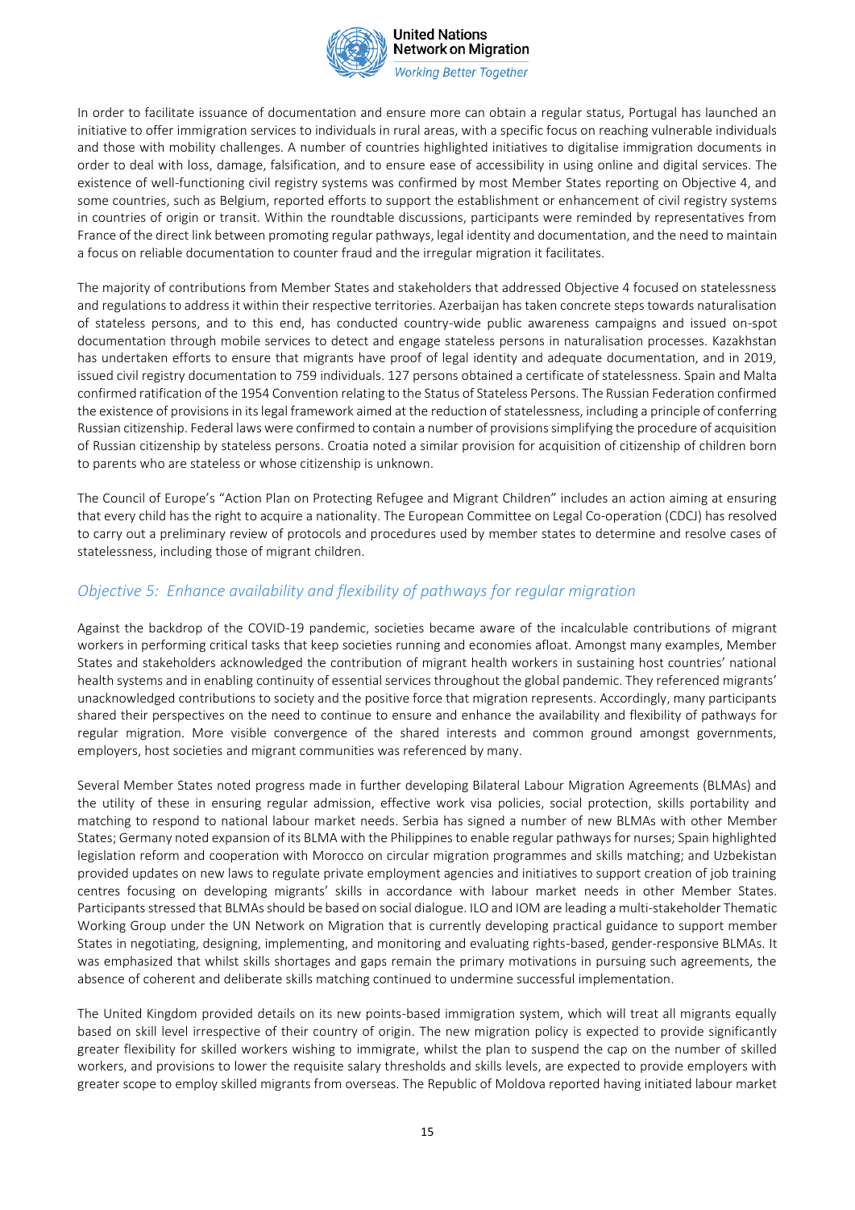In order to facilitate issuance of documentation and ensure more can obtain a regular status, Portugal has launched an initiative to offer immigration services to individuals in rural areas, with a specific focus on reaching vulnerable individuals and those with mobility challenges. A number of countries highlighted initiatives to digitalise immigration documents in order to deal with loss, damage, falsification, and to ensure ease of accessibility in using online and digital services. The existence of well-functioning civil registry systems was confirmed by most Member States reporting on Objective 4, and some countries, such as Belgium, reported efforts to support the establishment or enhancement of civil registry systems in countries of origin or transit. Within the roundtable discussions, participants were reminded by representatives from France of the direct link between promoting regular pathways, legal identity and documentation, and the need to maintain a focus on reliable documentation to counter fraud and the irregular migration it facilitates.

The majority of contributions from Member States and stakeholders that addressed Objective 4 focused on statelessness and regulations to address it within their respective territories. Azerbaijan has taken concrete steps towards naturalisation of stateless persons, and to this end, has conducted country-wide public awareness campaigns and issued on-spot documentation through mobile services to detect and engage stateless persons in naturalisation processes. Kazakhstan has undertaken efforts to ensure that migrants have proof of legal identity and adequate documentation, and in 2019, issued civil registry documentation to 759 individuals. 127 persons obtained a certificate of statelessness. Spain and Malta confirmed ratification of the 1954 Convention relating to the Status of Stateless Persons. The Russian Federation confirmed the existence of provisions in its legal framework aimed at the reduction of statelessness, including a principle of conferring Russian citizenship. Federal laws were confirmed to contain a number of provisions simplifying the procedure of acquisition of Russian citizenship by stateless persons. Croatia noted a similar provision for acquisition of citizenship of children born to parents who are stateless or whose citizenship is unknown.

The Council of Europe's "Action Plan on Protecting Refugee and Migrant Children" includes an action aiming at ensuring that every child has the right to acquire a nationality. The European Committee on Legal Co-operation (CDCJ) has resolved to carry out a preliminary review of protocols and procedures used by member states to determine and resolve cases of statelessness, including those of migrant children.

## *Objective 5: Enhance availability and flexibility of pathways for regular migration*

Against the backdrop of the COVID-19 pandemic, societies became aware of the incalculable contributions of migrant workers in performing critical tasks that keep societies running and economies afloat. Amongst many examples, Member States and stakeholders acknowledged the contribution of migrant health workers in sustaining host countries' national health systems and in enabling continuity of essential services throughout the global pandemic. They referenced migrants' unacknowledged contributions to society and the positive force that migration represents. Accordingly, many participants shared their perspectives on the need to continue to ensure and enhance the availability and flexibility of pathways for regular migration. More visible convergence of the shared interests and common ground amongst governments, employers, host societies and migrant communities was referenced by many.

Several Member States noted progress made in further developing Bilateral Labour Migration Agreements (BLMAs) and the utility of these in ensuring regular admission, effective work visa policies, social protection, skills portability and matching to respond to national labour market needs. Serbia has signed a number of new BLMAs with other Member States; Germany noted expansion of its BLMA with the Philippines to enable regular pathways for nurses; Spain highlighted legislation reform and cooperation with Morocco on circular migration programmes and skills matching; and Uzbekistan provided updates on new laws to regulate private employment agencies and initiatives to support creation of job training centres focusing on developing migrants' skills in accordance with labour market needs in other Member States. Participants stressed that BLMAs should be based on social dialogue. ILO and IOM are leading a multi-stakeholder Thematic Working Group under the UN Network on Migration that is currently developing practical guidance to support member States in negotiating, designing, implementing, and monitoring and evaluating rights-based, gender-responsive BLMAs. It was emphasized that whilst skills shortages and gaps remain the primary motivations in pursuing such agreements, the absence of coherent and deliberate skills matching continued to undermine successful implementation.

The United Kingdom provided details on its new points-based immigration system, which will treat all migrants equally based on skill level irrespective of their country of origin. The new migration policy is expected to provide significantly greater flexibility for skilled workers wishing to immigrate, whilst the plan to suspend the cap on the number of skilled workers, and provisions to lower the requisite salary thresholds and skills levels, are expected to provide employers with greater scope to employ skilled migrants from overseas. The Republic of Moldova reported having initiated labour market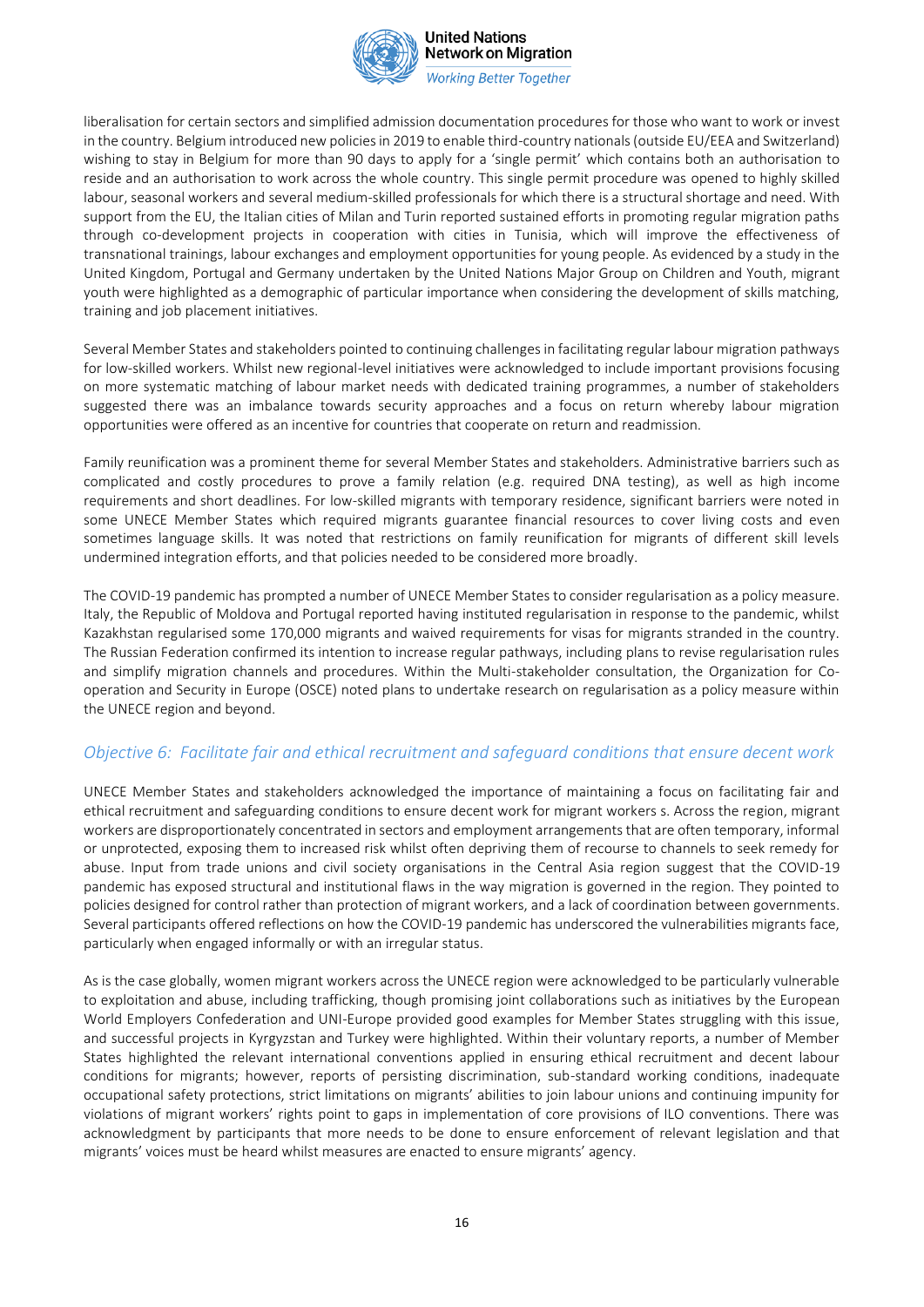liberalisation for certain sectors and simplified admission documentation procedures for those who want to work or invest in the country. Belgium introduced new policies in 2019 to enable third-country nationals (outside EU/EEA and Switzerland) wishing to stay in Belgium for more than 90 days to apply for a 'single permit' which contains both an authorisation to reside and an authorisation to work across the whole country. This single permit procedure was opened to highly skilled labour, seasonal workers and several medium-skilled professionals for which there is a structural shortage and need. With support from the EU, the Italian cities of Milan and Turin reported sustained efforts in promoting regular migration paths through co-development projects in cooperation with cities in Tunisia, which will improve the effectiveness of transnational trainings, labour exchanges and employment opportunities for young people. As evidenced by a study in the United Kingdom, Portugal and Germany undertaken by the United Nations Major Group on Children and Youth, migrant youth were highlighted as a demographic of particular importance when considering the development of skills matching, training and job placement initiatives.

Several Member States and stakeholders pointed to continuing challenges in facilitating regular labour migration pathways for low-skilled workers. Whilst new regional-level initiatives were acknowledged to include important provisions focusing on more systematic matching of labour market needs with dedicated training programmes, a number of stakeholders suggested there was an imbalance towards security approaches and a focus on return whereby labour migration opportunities were offered as an incentive for countries that cooperate on return and readmission.

Family reunification was a prominent theme for several Member States and stakeholders. Administrative barriers such as complicated and costly procedures to prove a family relation (e.g. required DNA testing), as well as high income requirements and short deadlines. For low-skilled migrants with temporary residence, significant barriers were noted in some UNECE Member States which required migrants guarantee financial resources to cover living costs and even sometimes language skills. It was noted that restrictions on family reunification for migrants of different skill levels undermined integration efforts, and that policies needed to be considered more broadly.

The COVID-19 pandemic has prompted a number of UNECE Member States to consider regularisation as a policy measure. Italy, the Republic of Moldova and Portugal reported having instituted regularisation in response to the pandemic, whilst Kazakhstan regularised some 170,000 migrants and waived requirements for visas for migrants stranded in the country. The Russian Federation confirmed its intention to increase regular pathways, including plans to revise regularisation rules and simplify migration channels and procedures. Within the Multi-stakeholder consultation, the Organization for Co-operation and Security in Europe (OSCE) noted plans to undertake research on regularisation as a policy measure within the UNECE region and beyond.

## *Objective 6: Facilitate fair and ethical recruitment and safeguard conditions that ensure decent work*

UNECE Member States and stakeholders acknowledged the importance of maintaining a focus on facilitating fair and ethical recruitment and safeguarding conditions to ensure decent work for migrant workers s. Across the region, migrant workers are disproportionately concentrated in sectors and employment arrangements that are often temporary, informal or unprotected, exposing them to increased risk whilst often depriving them of recourse to channels to seek remedy for abuse. Input from trade unions and civil society organisations in the Central Asia region suggest that the COVID-19 pandemic has exposed structural and institutional flaws in the way migration is governed in the region. They pointed to policies designed for control rather than protection of migrant workers, and a lack of coordination between governments. Several participants offered reflections on how the COVID-19 pandemic has underscored the vulnerabilities migrants face, particularly when engaged informally or with an irregular status.

As is the case globally, women migrant workers across the UNECE region were acknowledged to be particularly vulnerable to exploitation and abuse, including trafficking, though promising joint collaborations such as initiatives by the European World Employers Confederation and UNI-Europe provided good examples for Member States struggling with this issue, and successful projects in Kyrgyzstan and Turkey were highlighted. Within their voluntary reports, a number of Member States highlighted the relevant international conventions applied in ensuring ethical recruitment and decent labour conditions for migrants; however, reports of persisting discrimination, sub-standard working conditions, inadequate occupational safety protections, strict limitations on migrants' abilities to join labour unions and continuing impunity for violations of migrant workers' rights point to gaps in implementation of core provisions of ILO conventions. There was acknowledgment by participants that more needs to be done to ensure enforcement of relevant legislation and that migrants' voices must be heard whilst measures are enacted to ensure migrants' agency.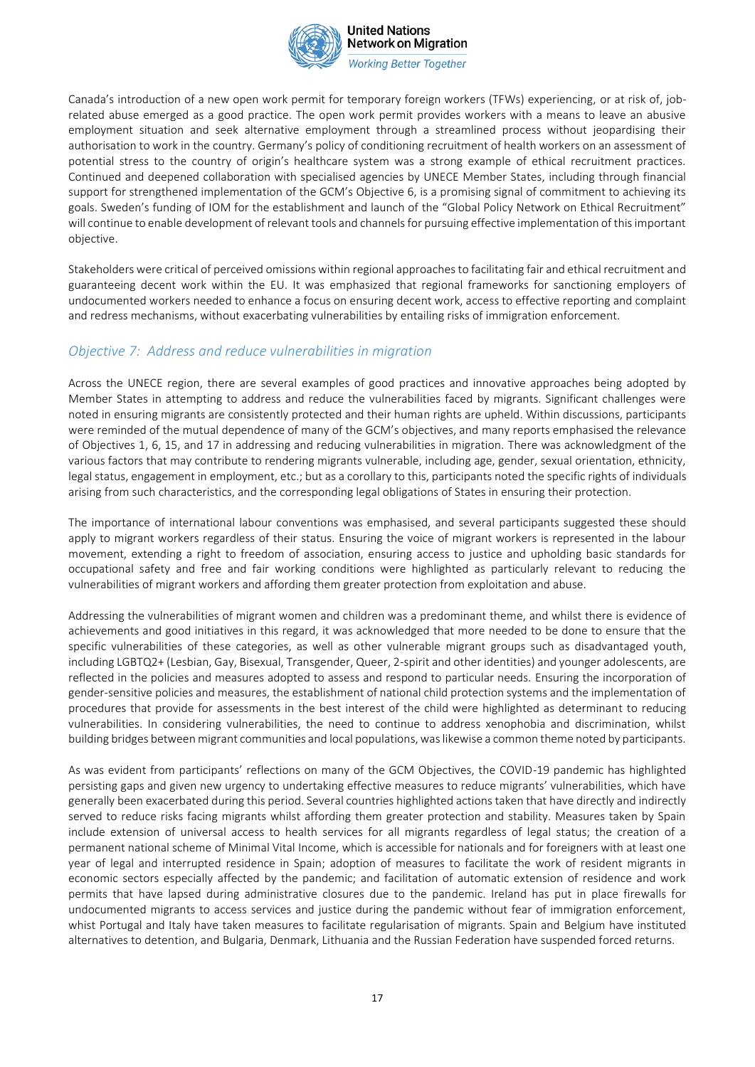Canada's introduction of a new open work permit for temporary foreign workers (TFWs) experiencing, or at risk of, job-related abuse emerged as a good practice. The open work permit provides workers with a means to leave an abusive employment situation and seek alternative employment through a streamlined process without jeopardising their authorisation to work in the country. Germany's policy of conditioning recruitment of health workers on an assessment of potential stress to the country of origin's healthcare system was a strong example of ethical recruitment practices. Continued and deepened collaboration with specialised agencies by UNECE Member States, including through financial support for strengthened implementation of the GCM's Objective 6, is a promising signal of commitment to achieving its goals. Sweden's funding of IOM for the establishment and launch of the "Global Policy Network on Ethical Recruitment" will continue to enable development of relevant tools and channels for pursuing effective implementation of this important objective.

Stakeholders were critical of perceived omissions within regional approaches to facilitating fair and ethical recruitment and guaranteeing decent work within the EU. It was emphasized that regional frameworks for sanctioning employers of undocumented workers needed to enhance a focus on ensuring decent work, access to effective reporting and complaint and redress mechanisms, without exacerbating vulnerabilities by entailing risks of immigration enforcement.

## *Objective 7: Address and reduce vulnerabilities in migration*

Across the UNECE region, there are several examples of good practices and innovative approaches being adopted by Member States in attempting to address and reduce the vulnerabilities faced by migrants. Significant challenges were noted in ensuring migrants are consistently protected and their human rights are upheld. Within discussions, participants were reminded of the mutual dependence of many of the GCM's objectives, and many reports emphasised the relevance of Objectives 1, 6, 15, and 17 in addressing and reducing vulnerabilities in migration. There was acknowledgment of the various factors that may contribute to rendering migrants vulnerable, including age, gender, sexual orientation, ethnicity, legal status, engagement in employment, etc.; but as a corollary to this, participants noted the specific rights of individuals arising from such characteristics, and the corresponding legal obligations of States in ensuring their protection.

The importance of international labour conventions was emphasised, and several participants suggested these should apply to migrant workers regardless of their status. Ensuring the voice of migrant workers is represented in the labour movement, extending a right to freedom of association, ensuring access to justice and upholding basic standards for occupational safety and free and fair working conditions were highlighted as particularly relevant to reducing the vulnerabilities of migrant workers and affording them greater protection from exploitation and abuse.

Addressing the vulnerabilities of migrant women and children was a predominant theme, and whilst there is evidence of achievements and good initiatives in this regard, it was acknowledged that more needed to be done to ensure that the specific vulnerabilities of these categories, as well as other vulnerable migrant groups such as disadvantaged youth, including LGBTQ2+ (Lesbian, Gay, Bisexual, Transgender, Queer, 2-spirit and other identities) and younger adolescents, are reflected in the policies and measures adopted to assess and respond to particular needs. Ensuring the incorporation of gender-sensitive policies and measures, the establishment of national child protection systems and the implementation of procedures that provide for assessments in the best interest of the child were highlighted as determinant to reducing vulnerabilities. In considering vulnerabilities, the need to continue to address xenophobia and discrimination, whilst building bridges between migrant communities and local populations, was likewise a common theme noted by participants.

As was evident from participants' reflections on many of the GCM Objectives, the COVID-19 pandemic has highlighted persisting gaps and given new urgency to undertaking effective measures to reduce migrants' vulnerabilities, which have generally been exacerbated during this period. Several countries highlighted actions taken that have directly and indirectly served to reduce risks facing migrants whilst affording them greater protection and stability. Measures taken by Spain include extension of universal access to health services for all migrants regardless of legal status; the creation of a permanent national scheme of Minimal Vital Income, which is accessible for nationals and for foreigners with at least one year of legal and interrupted residence in Spain; adoption of measures to facilitate the work of resident migrants in economic sectors especially affected by the pandemic; and facilitation of automatic extension of residence and work permits that have lapsed during administrative closures due to the pandemic. Ireland has put in place firewalls for undocumented migrants to access services and justice during the pandemic without fear of immigration enforcement, whist Portugal and Italy have taken measures to facilitate regularisation of migrants. Spain and Belgium have instituted alternatives to detention, and Bulgaria, Denmark, Lithuania and the Russian Federation have suspended forced returns.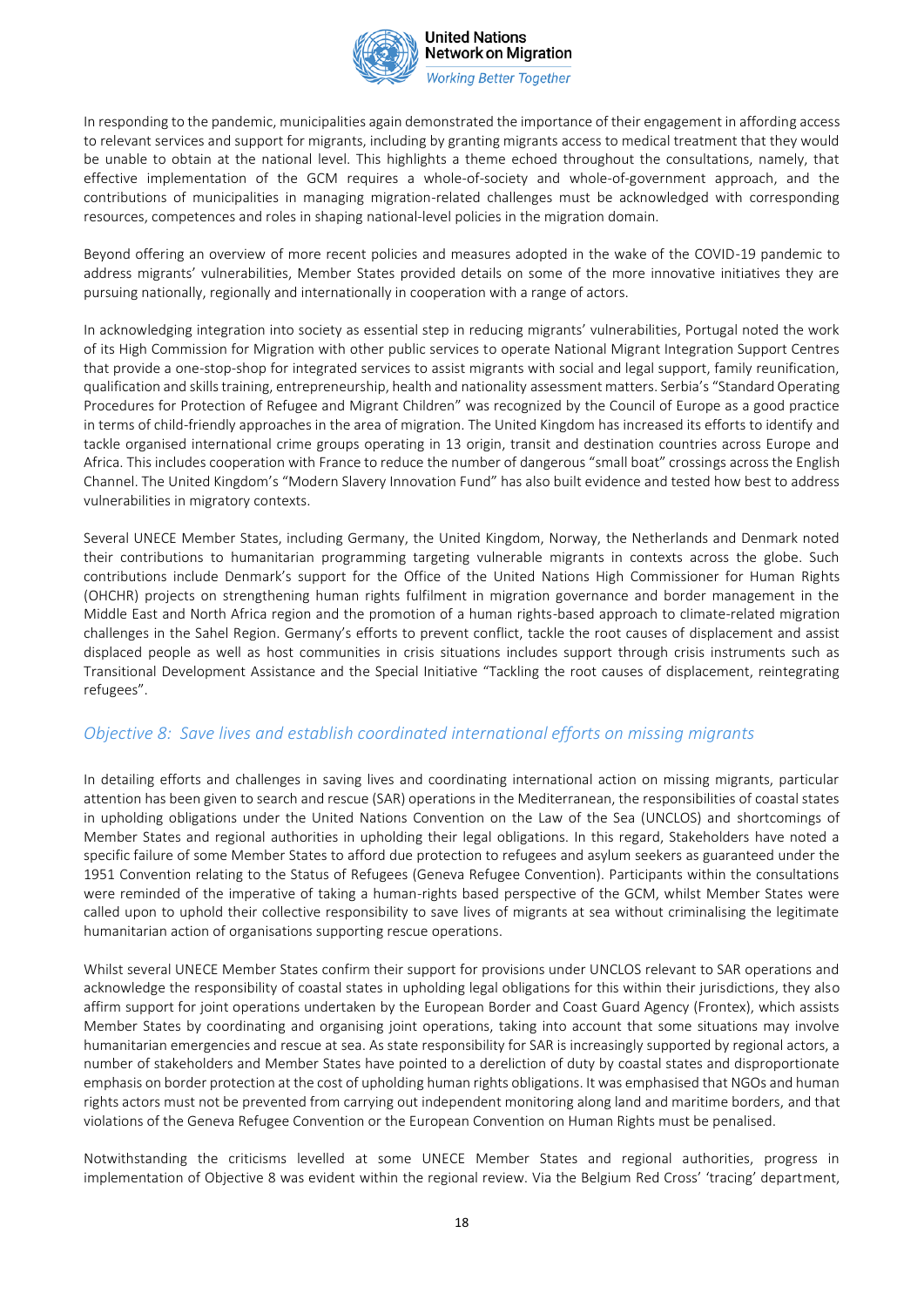In responding to the pandemic, municipalities again demonstrated the importance of their engagement in affording access to relevant services and support for migrants, including by granting migrants access to medical treatment that they would be unable to obtain at the national level. This highlights a theme echoed throughout the consultations, namely, that effective implementation of the GCM requires a whole-of-society and whole-of-government approach, and the contributions of municipalities in managing migration-related challenges must be acknowledged with corresponding resources, competences and roles in shaping national-level policies in the migration domain.

Beyond offering an overview of more recent policies and measures adopted in the wake of the COVID-19 pandemic to address migrants' vulnerabilities, Member States provided details on some of the more innovative initiatives they are pursuing nationally, regionally and internationally in cooperation with a range of actors.

In acknowledging integration into society as essential step in reducing migrants' vulnerabilities, Portugal noted the work of its High Commission for Migration with other public services to operate National Migrant Integration Support Centres that provide a one-stop-shop for integrated services to assist migrants with social and legal support, family reunification, qualification and skills training, entrepreneurship, health and nationality assessment matters. Serbia's "Standard Operating Procedures for Protection of Refugee and Migrant Children" was recognized by the Council of Europe as a good practice in terms of child-friendly approaches in the area of migration. The United Kingdom has increased its efforts to identify and tackle organised international crime groups operating in 13 origin, transit and destination countries across Europe and Africa. This includes cooperation with France to reduce the number of dangerous "small boat" crossings across the English Channel. The United Kingdom's "Modern Slavery Innovation Fund" has also built evidence and tested how best to address vulnerabilities in migratory contexts.

Several UNECE Member States, including Germany, the United Kingdom, Norway, the Netherlands and Denmark noted their contributions to humanitarian programming targeting vulnerable migrants in contexts across the globe. Such contributions include Denmark's support for the Office of the United Nations High Commissioner for Human Rights (OHCHR) projects on strengthening human rights fulfilment in migration governance and border management in the Middle East and North Africa region and the promotion of a human rights-based approach to climate-related migration challenges in the Sahel Region. Germany's efforts to prevent conflict, tackle the root causes of displacement and assist displaced people as well as host communities in crisis situations includes support through crisis instruments such as Transitional Development Assistance and the Special Initiative "Tackling the root causes of displacement, reintegrating refugees".

### *Objective 8: Save lives and establish coordinated international efforts on missing migrants*

In detailing efforts and challenges in saving lives and coordinating international action on missing migrants, particular attention has been given to search and rescue (SAR) operations in the Mediterranean, the responsibilities of coastal states in upholding obligations under the United Nations Convention on the Law of the Sea (UNCLOS) and shortcomings of Member States and regional authorities in upholding their legal obligations. In this regard, Stakeholders have noted a specific failure of some Member States to afford due protection to refugees and asylum seekers as guaranteed under the 1951 Convention relating to the Status of Refugees (Geneva Refugee Convention). Participants within the consultations were reminded of the imperative of taking a human-rights based perspective of the GCM, whilst Member States were called upon to uphold their collective responsibility to save lives of migrants at sea without criminalising the legitimate humanitarian action of organisations supporting rescue operations.

Whilst several UNECE Member States confirm their support for provisions under UNCLOS relevant to SAR operations and acknowledge the responsibility of coastal states in upholding legal obligations for this within their jurisdictions, they also affirm support for joint operations undertaken by the European Border and Coast Guard Agency (Frontex), which assists Member States by coordinating and organising joint operations, taking into account that some situations may involve humanitarian emergencies and rescue at sea. As state responsibility for SAR is increasingly supported by regional actors, a number of stakeholders and Member States have pointed to a dereliction of duty by coastal states and disproportionate emphasis on border protection at the cost of upholding human rights obligations. It was emphasised that NGOs and human rights actors must not be prevented from carrying out independent monitoring along land and maritime borders, and that violations of the Geneva Refugee Convention or the European Convention on Human Rights must be penalised.

Notwithstanding the criticisms levelled at some UNECE Member States and regional authorities, progress in implementation of Objective 8 was evident within the regional review. Via the Belgium Red Cross' 'tracing' department,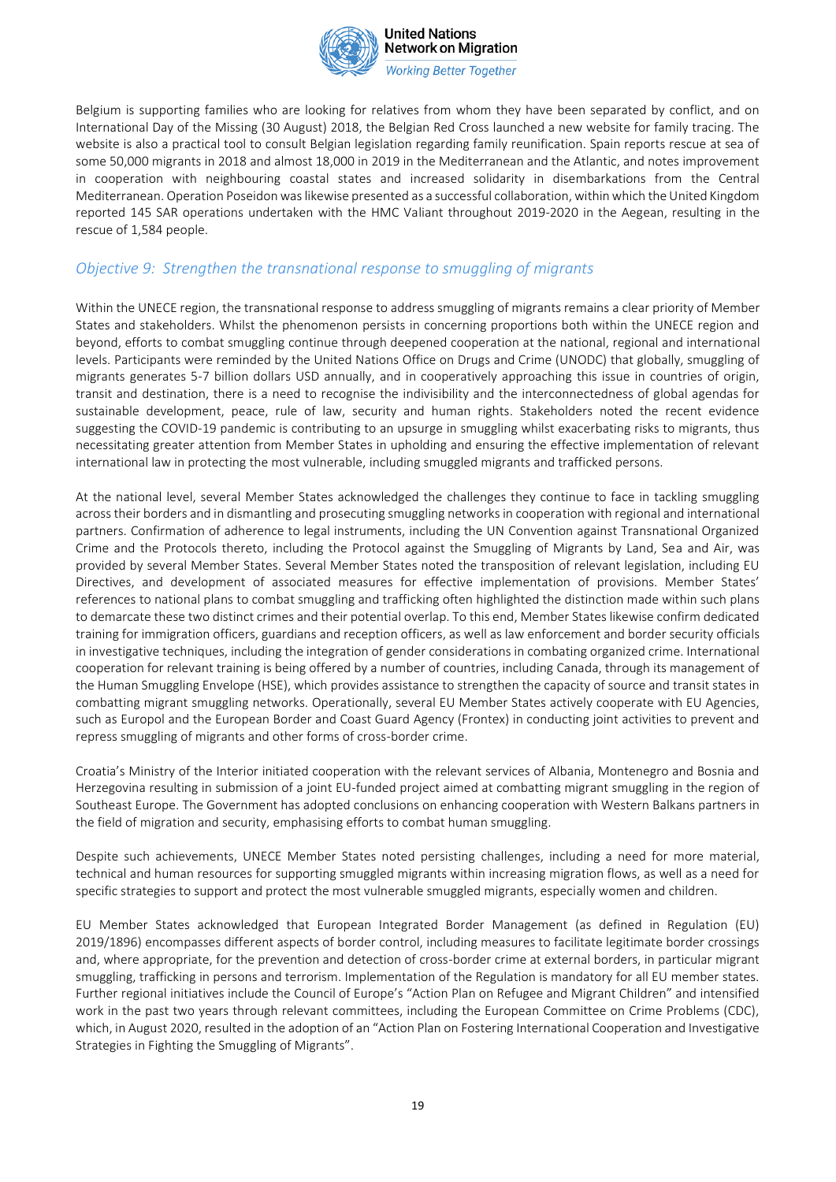Belgium is supporting families who are looking for relatives from whom they have been separated by conflict, and on International Day of the Missing (30 August) 2018, the Belgian Red Cross launched a new website for family tracing. The website is also a practical tool to consult Belgian legislation regarding family reunification. Spain reports rescue at sea of some 50,000 migrants in 2018 and almost 18,000 in 2019 in the Mediterranean and the Atlantic, and notes improvement in cooperation with neighbouring coastal states and increased solidarity in disembarkations from the Central Mediterranean. Operation Poseidon was likewise presented as a successful collaboration, within which the United Kingdom reported 145 SAR operations undertaken with the HMC Valiant throughout 2019-2020 in the Aegean, resulting in the rescue of 1,584 people.

## *Objective 9: Strengthen the transnational response to smuggling of migrants*

Within the UNECE region, the transnational response to address smuggling of migrants remains a clear priority of Member States and stakeholders. Whilst the phenomenon persists in concerning proportions both within the UNECE region and beyond, efforts to combat smuggling continue through deepened cooperation at the national, regional and international levels. Participants were reminded by the United Nations Office on Drugs and Crime (UNODC) that globally, smuggling of migrants generates 5-7 billion dollars USD annually, and in cooperatively approaching this issue in countries of origin, transit and destination, there is a need to recognise the indivisibility and the interconnectedness of global agendas for sustainable development, peace, rule of law, security and human rights. Stakeholders noted the recent evidence suggesting the COVID-19 pandemic is contributing to an upsurge in smuggling whilst exacerbating risks to migrants, thus necessitating greater attention from Member States in upholding and ensuring the effective implementation of relevant international law in protecting the most vulnerable, including smuggled migrants and trafficked persons.

At the national level, several Member States acknowledged the challenges they continue to face in tackling smuggling across their borders and in dismantling and prosecuting smuggling networks in cooperation with regional and international partners. Confirmation of adherence to legal instruments, including the UN Convention against Transnational Organized Crime and the Protocols thereto, including the Protocol against the Smuggling of Migrants by Land, Sea and Air, was provided by several Member States. Several Member States noted the transposition of relevant legislation, including EU Directives, and development of associated measures for effective implementation of provisions. Member States' references to national plans to combat smuggling and trafficking often highlighted the distinction made within such plans to demarcate these two distinct crimes and their potential overlap. To this end, Member States likewise confirm dedicated training for immigration officers, guardians and reception officers, as well as law enforcement and border security officials in investigative techniques, including the integration of gender considerations in combating organized crime. International cooperation for relevant training is being offered by a number of countries, including Canada, through its management of the Human Smuggling Envelope (HSE), which provides assistance to strengthen the capacity of source and transit states in combatting migrant smuggling networks. Operationally, several EU Member States actively cooperate with EU Agencies, such as Europol and the European Border and Coast Guard Agency (Frontex) in conducting joint activities to prevent and repress smuggling of migrants and other forms of cross-border crime.

Croatia's Ministry of the Interior initiated cooperation with the relevant services of Albania, Montenegro and Bosnia and Herzegovina resulting in submission of a joint EU-funded project aimed at combatting migrant smuggling in the region of Southeast Europe. The Government has adopted conclusions on enhancing cooperation with Western Balkans partners in the field of migration and security, emphasising efforts to combat human smuggling.

Despite such achievements, UNECE Member States noted persisting challenges, including a need for more material, technical and human resources for supporting smuggled migrants within increasing migration flows, as well as a need for specific strategies to support and protect the most vulnerable smuggled migrants, especially women and children.

EU Member States acknowledged that European Integrated Border Management (as defined in Regulation (EU) 2019/1896) encompasses different aspects of border control, including measures to facilitate legitimate border crossings and, where appropriate, for the prevention and detection of cross-border crime at external borders, in particular migrant smuggling, trafficking in persons and terrorism. Implementation of the Regulation is mandatory for all EU member states. Further regional initiatives include the Council of Europe's "Action Plan on Refugee and Migrant Children" and intensified work in the past two years through relevant committees, including the European Committee on Crime Problems (CDC), which, in August 2020, resulted in the adoption of an "Action Plan on Fostering International Cooperation and Investigative Strategies in Fighting the Smuggling of Migrants".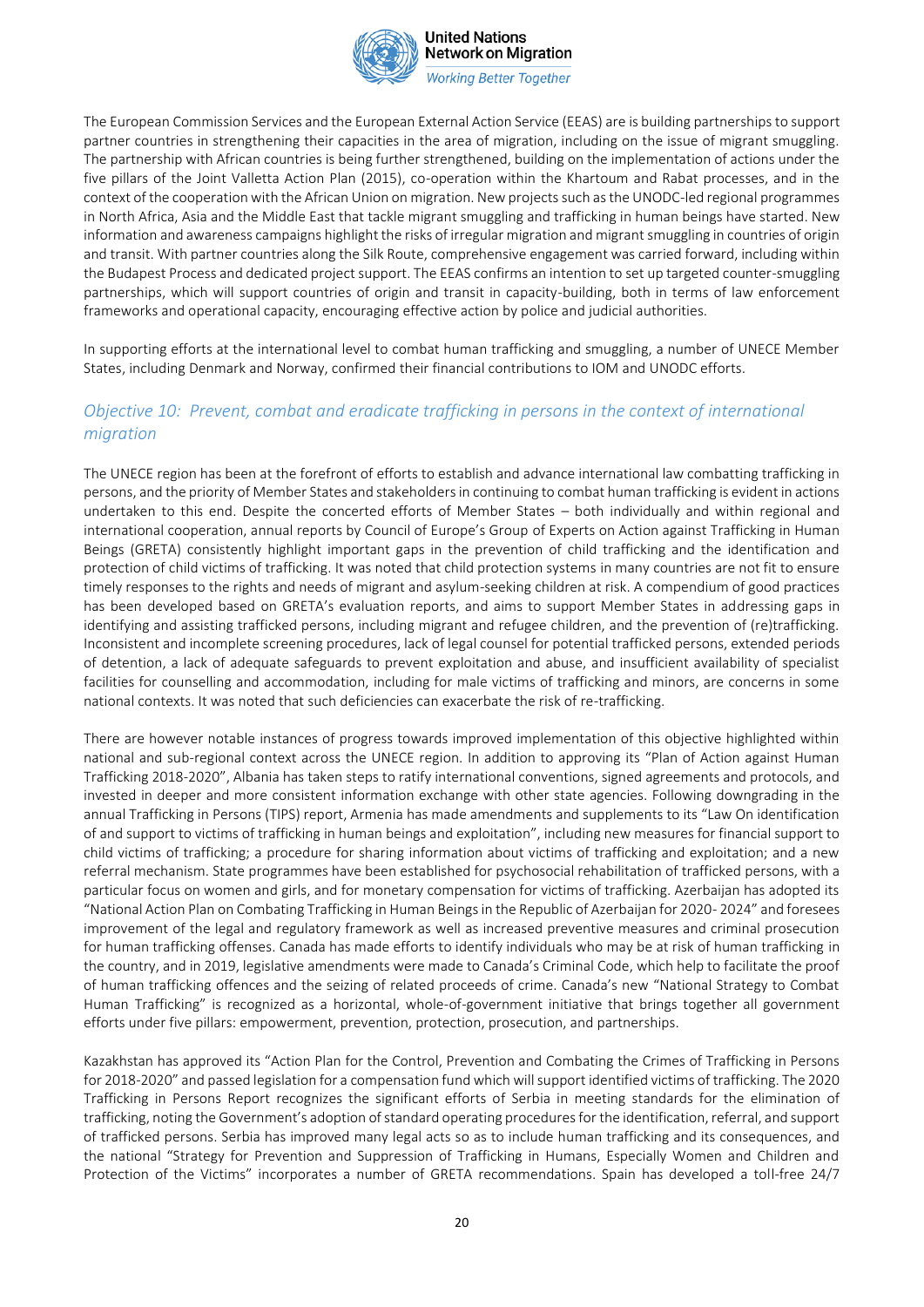The European Commission Services and the European External Action Service (EEAS) are is building partnerships to support partner countries in strengthening their capacities in the area of migration, including on the issue of migrant smuggling. The partnership with African countries is being further strengthened, building on the implementation of actions under the five pillars of the Joint Valletta Action Plan (2015), co-operation within the Khartoum and Rabat processes, and in the context of the cooperation with the African Union on migration. New projects such as the UNODC-led regional programmes in North Africa, Asia and the Middle East that tackle migrant smuggling and trafficking in human beings have started. New information and awareness campaigns highlight the risks of irregular migration and migrant smuggling in countries of origin and transit. With partner countries along the Silk Route, comprehensive engagement was carried forward, including within the Budapest Process and dedicated project support. The EEAS confirms an intention to set up targeted counter-smuggling partnerships, which will support countries of origin and transit in capacity-building, both in terms of law enforcement frameworks and operational capacity, encouraging effective action by police and judicial authorities.

In supporting efforts at the international level to combat human trafficking and smuggling, a number of UNECE Member States, including Denmark and Norway, confirmed their financial contributions to IOM and UNODC efforts.

## *Objective 10: Prevent, combat and eradicate trafficking in persons in the context of international migration*

The UNECE region has been at the forefront of efforts to establish and advance international law combatting trafficking in persons, and the priority of Member States and stakeholders in continuing to combat human trafficking is evident in actions undertaken to this end. Despite the concerted efforts of Member States – both individually and within regional and international cooperation, annual reports by Council of Europe's Group of Experts on Action against Trafficking in Human Beings (GRETA) consistently highlight important gaps in the prevention of child trafficking and the identification and protection of child victims of trafficking. It was noted that child protection systems in many countries are not fit to ensure timely responses to the rights and needs of migrant and asylum-seeking children at risk. A compendium of good practices has been developed based on GRETA's evaluation reports, and aims to support Member States in addressing gaps in identifying and assisting trafficked persons, including migrant and refugee children, and the prevention of (re)trafficking. Inconsistent and incomplete screening procedures, lack of legal counsel for potential trafficked persons, extended periods of detention, a lack of adequate safeguards to prevent exploitation and abuse, and insufficient availability of specialist facilities for counselling and accommodation, including for male victims of trafficking and minors, are concerns in some national contexts. It was noted that such deficiencies can exacerbate the risk of re-trafficking.

There are however notable instances of progress towards improved implementation of this objective highlighted within national and sub-regional context across the UNECE region. In addition to approving its "Plan of Action against Human Trafficking 2018-2020", Albania has taken steps to ratify international conventions, signed agreements and protocols, and invested in deeper and more consistent information exchange with other state agencies. Following downgrading in the annual Trafficking in Persons (TIPS) report, Armenia has made amendments and supplements to its "Law On identification of and support to victims of trafficking in human beings and exploitation", including new measures for financial support to child victims of trafficking; a procedure for sharing information about victims of trafficking and exploitation; and a new referral mechanism. State programmes have been established for psychosocial rehabilitation of trafficked persons, with a particular focus on women and girls, and for monetary compensation for victims of trafficking. Azerbaijan has adopted its "National Action Plan on Combating Trafficking in Human Beings in the Republic of Azerbaijan for 2020- 2024" and foresees improvement of the legal and regulatory framework as well as increased preventive measures and criminal prosecution for human trafficking offenses. Canada has made efforts to identify individuals who may be at risk of human trafficking in the country, and in 2019, legislative amendments were made to Canada's Criminal Code, which help to facilitate the proof of human trafficking offences and the seizing of related proceeds of crime. Canada's new "National Strategy to Combat Human Trafficking" is recognized as a horizontal, whole-of-government initiative that brings together all government efforts under five pillars: empowerment, prevention, protection, prosecution, and partnerships.

Kazakhstan has approved its "Action Plan for the Control, Prevention and Combating the Crimes of Trafficking in Persons for 2018-2020" and passed legislation for a compensation fund which will support identified victims of trafficking. The 2020 Trafficking in Persons Report recognizes the significant efforts of Serbia in meeting standards for the elimination of trafficking, noting the Government's adoption of standard operating procedures for the identification, referral, and support of trafficked persons. Serbia has improved many legal acts so as to include human trafficking and its consequences, and the national "Strategy for Prevention and Suppression of Trafficking in Humans, Especially Women and Children and Protection of the Victims" incorporates a number of GRETA recommendations. Spain has developed a toll-free 24/7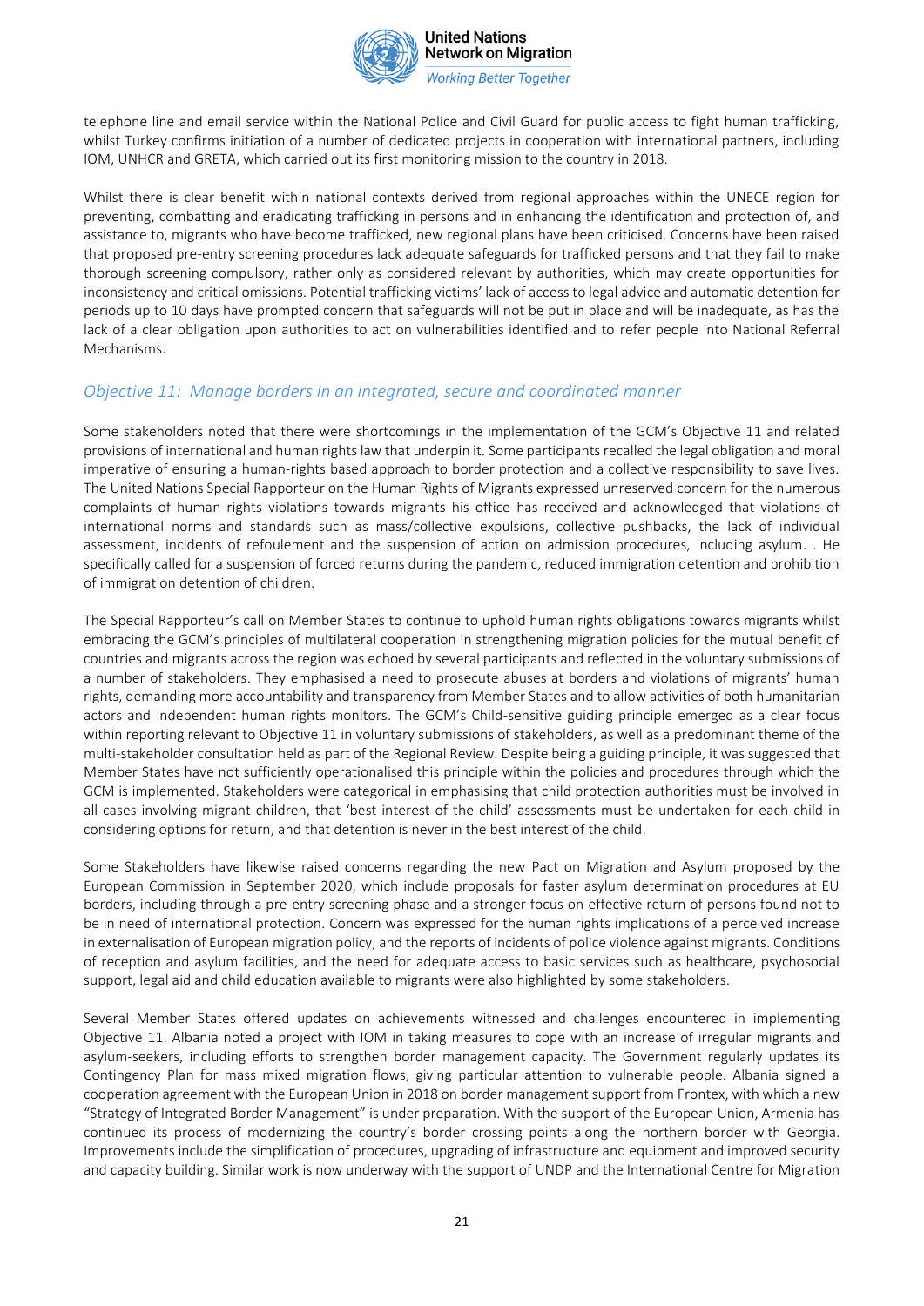telephone line and email service within the National Police and Civil Guard for public access to fight human trafficking, whilst Turkey confirms initiation of a number of dedicated projects in cooperation with international partners, including IOM, UNHCR and GRETA, which carried out its first monitoring mission to the country in 2018.

Whilst there is clear benefit within national contexts derived from regional approaches within the UNECE region for preventing, combatting and eradicating trafficking in persons and in enhancing the identification and protection of, and assistance to, migrants who have become trafficked, new regional plans have been criticised. Concerns have been raised that proposed pre-entry screening procedures lack adequate safeguards for trafficked persons and that they fail to make thorough screening compulsory, rather only as considered relevant by authorities, which may create opportunities for inconsistency and critical omissions. Potential trafficking victims' lack of access to legal advice and automatic detention for periods up to 10 days have prompted concern that safeguards will not be put in place and will be inadequate, as has the lack of a clear obligation upon authorities to act on vulnerabilities identified and to refer people into National Referral Mechanisms.

## *Objective 11: Manage borders in an integrated, secure and coordinated manner*

Some stakeholders noted that there were shortcomings in the implementation of the GCM's Objective 11 and related provisions of international and human rights law that underpin it. Some participants recalled the legal obligation and moral imperative of ensuring a human-rights based approach to border protection and a collective responsibility to save lives. The United Nations Special Rapporteur on the Human Rights of Migrants expressed unreserved concern for the numerous complaints of human rights violations towards migrants his office has received and acknowledged that violations of international norms and standards such as mass/collective expulsions, collective pushbacks, the lack of individual assessment, incidents of refoulement and the suspension of action on admission procedures, including asylum. . He specifically called for a suspension of forced returns during the pandemic, reduced immigration detention and prohibition of immigration detention of children.

The Special Rapporteur's call on Member States to continue to uphold human rights obligations towards migrants whilst embracing the GCM's principles of multilateral cooperation in strengthening migration policies for the mutual benefit of countries and migrants across the region was echoed by several participants and reflected in the voluntary submissions of a number of stakeholders. They emphasised a need to prosecute abuses at borders and violations of migrants' human rights, demanding more accountability and transparency from Member States and to allow activities of both humanitarian actors and independent human rights monitors. The GCM's Child-sensitive guiding principle emerged as a clear focus within reporting relevant to Objective 11 in voluntary submissions of stakeholders, as well as a predominant theme of the multi-stakeholder consultation held as part of the Regional Review. Despite being a guiding principle, it was suggested that Member States have not sufficiently operationalised this principle within the policies and procedures through which the GCM is implemented. Stakeholders were categorical in emphasising that child protection authorities must be involved in all cases involving migrant children, that 'best interest of the child' assessments must be undertaken for each child in considering options for return, and that detention is never in the best interest of the child.

Some Stakeholders have likewise raised concerns regarding the new Pact on Migration and Asylum proposed by the European Commission in September 2020, which include proposals for faster asylum determination procedures at EU borders, including through a pre-entry screening phase and a stronger focus on effective return of persons found not to be in need of international protection. Concern was expressed for the human rights implications of a perceived increase in externalisation of European migration policy, and the reports of incidents of police violence against migrants. Conditions of reception and asylum facilities, and the need for adequate access to basic services such as healthcare, psychosocial support, legal aid and child education available to migrants were also highlighted by some stakeholders.

Several Member States offered updates on achievements witnessed and challenges encountered in implementing Objective 11. Albania noted a project with IOM in taking measures to cope with an increase of irregular migrants and asylum-seekers, including efforts to strengthen border management capacity. The Government regularly updates its Contingency Plan for mass mixed migration flows, giving particular attention to vulnerable people. Albania signed a cooperation agreement with the European Union in 2018 on border management support from Frontex, with which a new "Strategy of Integrated Border Management" is under preparation. With the support of the European Union, Armenia has continued its process of modernizing the country's border crossing points along the northern border with Georgia. Improvements include the simplification of procedures, upgrading of infrastructure and equipment and improved security and capacity building. Similar work is now underway with the support of UNDP and the International Centre for Migration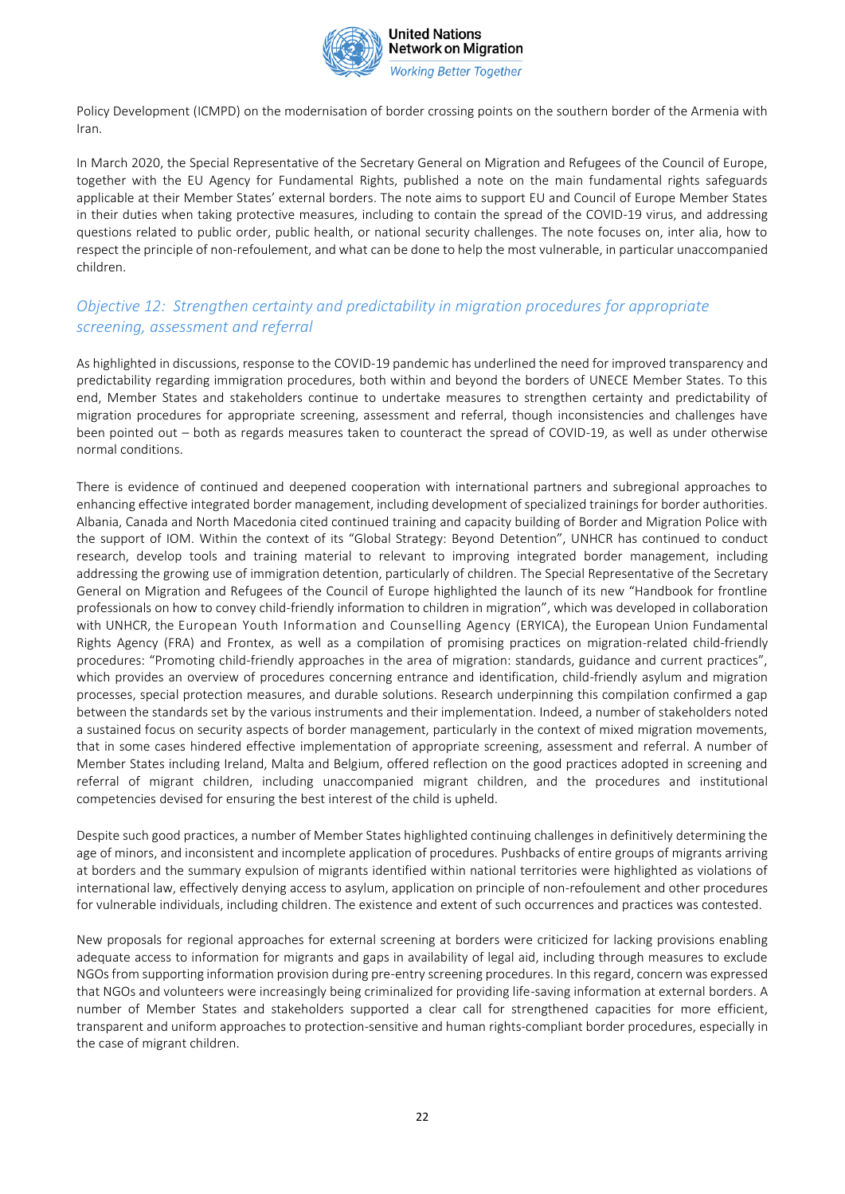Policy Development (ICMPD) on the modernisation of border crossing points on the southern border of the Armenia with Iran.

In March 2020, the Special Representative of the Secretary General on Migration and Refugees of the Council of Europe, together with the EU Agency for Fundamental Rights, published a note on the main fundamental rights safeguards applicable at their Member States' external borders. The note aims to support EU and Council of Europe Member States in their duties when taking protective measures, including to contain the spread of the COVID-19 virus, and addressing questions related to public order, public health, or national security challenges. The note focuses on, inter alia, how to respect the principle of non-refoulement, and what can be done to help the most vulnerable, in particular unaccompanied children.

## *Objective 12: Strengthen certainty and predictability in migration procedures for appropriate screening, assessment and referral*

As highlighted in discussions, response to the COVID-19 pandemic has underlined the need for improved transparency and predictability regarding immigration procedures, both within and beyond the borders of UNECE Member States. To this end, Member States and stakeholders continue to undertake measures to strengthen certainty and predictability of migration procedures for appropriate screening, assessment and referral, though inconsistencies and challenges have been pointed out – both as regards measures taken to counteract the spread of COVID-19, as well as under otherwise normal conditions.

There is evidence of continued and deepened cooperation with international partners and subregional approaches to enhancing effective integrated border management, including development of specialized trainings for border authorities. Albania, Canada and North Macedonia cited continued training and capacity building of Border and Migration Police with the support of IOM. Within the context of its "Global Strategy: Beyond Detention", UNHCR has continued to conduct research, develop tools and training material to relevant to improving integrated border management, including addressing the growing use of immigration detention, particularly of children. The Special Representative of the Secretary General on Migration and Refugees of the Council of Europe highlighted the launch of its new "Handbook for frontline professionals on how to convey child-friendly information to children in migration", which was developed in collaboration with UNHCR, the European Youth Information and Counselling Agency (ERYICA), the European Union Fundamental Rights Agency (FRA) and Frontex, as well as a compilation of promising practices on migration-related child-friendly procedures: "Promoting child-friendly approaches in the area of migration: standards, guidance and current practices", which provides an overview of procedures concerning entrance and identification, child-friendly asylum and migration processes, special protection measures, and durable solutions. Research underpinning this compilation confirmed a gap between the standards set by the various instruments and their implementation. Indeed, a number of stakeholders noted a sustained focus on security aspects of border management, particularly in the context of mixed migration movements, that in some cases hindered effective implementation of appropriate screening, assessment and referral. A number of Member States including Ireland, Malta and Belgium, offered reflection on the good practices adopted in screening and referral of migrant children, including unaccompanied migrant children, and the procedures and institutional competencies devised for ensuring the best interest of the child is upheld.

Despite such good practices, a number of Member States highlighted continuing challenges in definitively determining the age of minors, and inconsistent and incomplete application of procedures. Pushbacks of entire groups of migrants arriving at borders and the summary expulsion of migrants identified within national territories were highlighted as violations of international law, effectively denying access to asylum, application on principle of non-refoulement and other procedures for vulnerable individuals, including children. The existence and extent of such occurrences and practices was contested.

New proposals for regional approaches for external screening at borders were criticized for lacking provisions enabling adequate access to information for migrants and gaps in availability of legal aid, including through measures to exclude NGOs from supporting information provision during pre-entry screening procedures. In this regard, concern was expressed that NGOs and volunteers were increasingly being criminalized for providing life-saving information at external borders. A number of Member States and stakeholders supported a clear call for strengthened capacities for more efficient, transparent and uniform approaches to protection-sensitive and human rights-compliant border procedures, especially in the case of migrant children.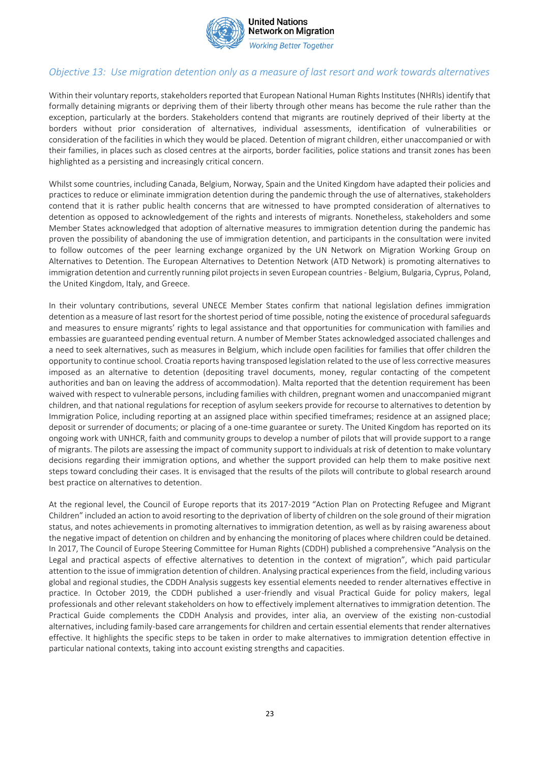## *Objective 13: Use migration detention only as a measure of last resort and work towards alternatives*

Within their voluntary reports, stakeholders reported that European National Human Rights Institutes (NHRIs) identify that formally detaining migrants or depriving them of their liberty through other means has become the rule rather than the exception, particularly at the borders. Stakeholders contend that migrants are routinely deprived of their liberty at the borders without prior consideration of alternatives, individual assessments, identification of vulnerabilities or consideration of the facilities in which they would be placed. Detention of migrant children, either unaccompanied or with their families, in places such as closed centres at the airports, border facilities, police stations and transit zones has been highlighted as a persisting and increasingly critical concern.

Whilst some countries, including Canada, Belgium, Norway, Spain and the United Kingdom have adapted their policies and practices to reduce or eliminate immigration detention during the pandemic through the use of alternatives, stakeholders contend that it is rather public health concerns that are witnessed to have prompted consideration of alternatives to detention as opposed to acknowledgement of the rights and interests of migrants. Nonetheless, stakeholders and some Member States acknowledged that adoption of alternative measures to immigration detention during the pandemic has proven the possibility of abandoning the use of immigration detention, and participants in the consultation were invited to follow outcomes of the peer learning exchange organized by the UN Network on Migration Working Group on Alternatives to Detention. The European Alternatives to Detention Network (ATD Network) is promoting alternatives to immigration detention and currently running pilot projects in seven European countries - Belgium, Bulgaria, Cyprus, Poland, the United Kingdom, Italy, and Greece.

In their voluntary contributions, several UNECE Member States confirm that national legislation defines immigration detention as a measure of last resort for the shortest period of time possible, noting the existence of procedural safeguards and measures to ensure migrants' rights to legal assistance and that opportunities for communication with families and embassies are guaranteed pending eventual return. A number of Member States acknowledged associated challenges and a need to seek alternatives, such as measures in Belgium, which include open facilities for families that offer children the opportunity to continue school. Croatia reports having transposed legislation related to the use of less corrective measures imposed as an alternative to detention (depositing travel documents, money, regular contacting of the competent authorities and ban on leaving the address of accommodation). Malta reported that the detention requirement has been waived with respect to vulnerable persons, including families with children, pregnant women and unaccompanied migrant children, and that national regulations for reception of asylum seekers provide for recourse to alternatives to detention by Immigration Police, including reporting at an assigned place within specified timeframes; residence at an assigned place; deposit or surrender of documents; or placing of a one-time guarantee or surety. The United Kingdom has reported on its ongoing work with UNHCR, faith and community groups to develop a number of pilots that will provide support to a range of migrants. The pilots are assessing the impact of community support to individuals at risk of detention to make voluntary decisions regarding their immigration options, and whether the support provided can help them to make positive next steps toward concluding their cases. It is envisaged that the results of the pilots will contribute to global research around best practice on alternatives to detention.

At the regional level, the Council of Europe reports that its 2017-2019 "Action Plan on Protecting Refugee and Migrant Children" included an action to avoid resorting to the deprivation of liberty of children on the sole ground of their migration status, and notes achievements in promoting alternatives to immigration detention, as well as by raising awareness about the negative impact of detention on children and by enhancing the monitoring of places where children could be detained. In 2017, The Council of Europe Steering Committee for Human Rights (CDDH) published a comprehensive "Analysis on the Legal and practical aspects of effective alternatives to detention in the context of migration", which paid particular attention to the issue of immigration detention of children. Analysing practical experiences from the field, including various global and regional studies, the CDDH Analysis suggests key essential elements needed to render alternatives effective in practice. In October 2019, the CDDH published a user-friendly and visual Practical Guide for policy makers, legal professionals and other relevant stakeholders on how to effectively implement alternatives to immigration detention. The Practical Guide complements the CDDH Analysis and provides, inter alia, an overview of the existing non-custodial alternatives, including family-based care arrangements for children and certain essential elements that render alternatives effective. It highlights the specific steps to be taken in order to make alternatives to immigration detention effective in particular national contexts, taking into account existing strengths and capacities.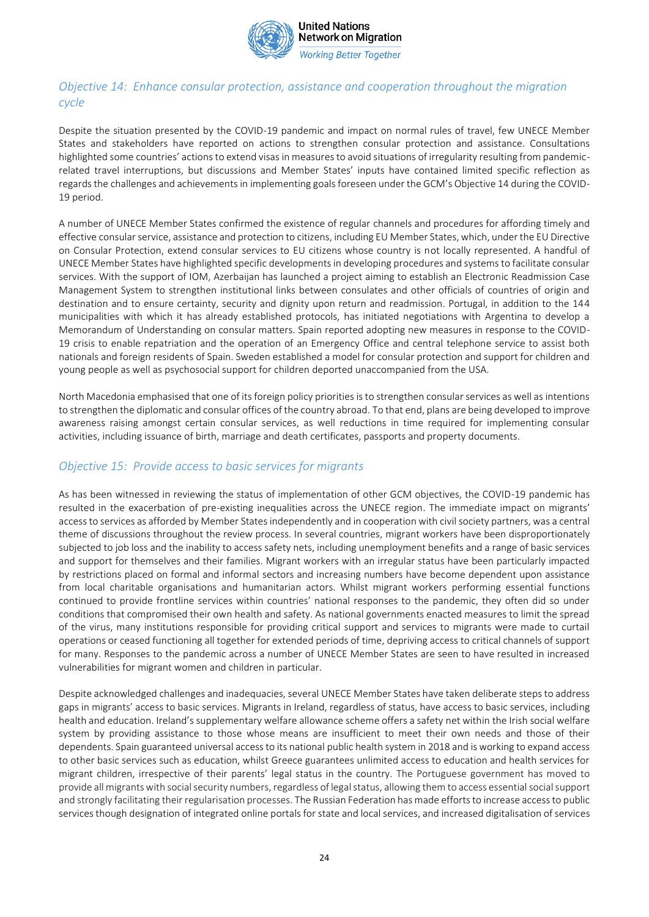## *Objective 14: Enhance consular protection, assistance and cooperation throughout the migration cycle*

Despite the situation presented by the COVID-19 pandemic and impact on normal rules of travel, few UNECE Member States and stakeholders have reported on actions to strengthen consular protection and assistance. Consultations highlighted some countries' actions to extend visas in measures to avoid situations of irregularity resulting from pandemic-related travel interruptions, but discussions and Member States' inputs have contained limited specific reflection as regards the challenges and achievements in implementing goals foreseen under the GCM's Objective 14 during the COVID-19 period.

A number of UNECE Member States confirmed the existence of regular channels and procedures for affording timely and effective consular service, assistance and protection to citizens, including EU Member States, which, under the EU Directive on Consular Protection, extend consular services to EU citizens whose country is not locally represented. A handful of UNECE Member States have highlighted specific developments in developing procedures and systems to facilitate consular services. With the support of IOM, Azerbaijan has launched a project aiming to establish an Electronic Readmission Case Management System to strengthen institutional links between consulates and other officials of countries of origin and destination and to ensure certainty, security and dignity upon return and readmission. Portugal, in addition to the 144 municipalities with which it has already established protocols, has initiated negotiations with Argentina to develop a Memorandum of Understanding on consular matters. Spain reported adopting new measures in response to the COVID-19 crisis to enable repatriation and the operation of an Emergency Office and central telephone service to assist both nationals and foreign residents of Spain. Sweden established a model for consular protection and support for children and young people as well as psychosocial support for children deported unaccompanied from the USA.

North Macedonia emphasised that one of its foreign policy priorities is to strengthen consular services as well as intentions to strengthen the diplomatic and consular offices of the country abroad. To that end, plans are being developed to improve awareness raising amongst certain consular services, as well reductions in time required for implementing consular activities, including issuance of birth, marriage and death certificates, passports and property documents.

## *Objective 15: Provide access to basic services for migrants*

As has been witnessed in reviewing the status of implementation of other GCM objectives, the COVID-19 pandemic has resulted in the exacerbation of pre-existing inequalities across the UNECE region. The immediate impact on migrants' access to services as afforded by Member States independently and in cooperation with civil society partners, was a central theme of discussions throughout the review process. In several countries, migrant workers have been disproportionately subjected to job loss and the inability to access safety nets, including unemployment benefits and a range of basic services and support for themselves and their families. Migrant workers with an irregular status have been particularly impacted by restrictions placed on formal and informal sectors and increasing numbers have become dependent upon assistance from local charitable organisations and humanitarian actors. Whilst migrant workers performing essential functions continued to provide frontline services within countries' national responses to the pandemic, they often did so under conditions that compromised their own health and safety. As national governments enacted measures to limit the spread of the virus, many institutions responsible for providing critical support and services to migrants were made to curtail operations or ceased functioning all together for extended periods of time, depriving access to critical channels of support for many. Responses to the pandemic across a number of UNECE Member States are seen to have resulted in increased vulnerabilities for migrant women and children in particular.

Despite acknowledged challenges and inadequacies, several UNECE Member States have taken deliberate steps to address gaps in migrants' access to basic services. Migrants in Ireland, regardless of status, have access to basic services, including health and education. Ireland's supplementary welfare allowance scheme offers a safety net within the Irish social welfare system by providing assistance to those whose means are insufficient to meet their own needs and those of their dependents. Spain guaranteed universal access to its national public health system in 2018 and is working to expand access to other basic services such as education, whilst Greece guarantees unlimited access to education and health services for migrant children, irrespective of their parents' legal status in the country. The Portuguese government has moved to provide all migrants with social security numbers, regardless of legal status, allowing them to access essential social support and strongly facilitating their regularisation processes. The Russian Federation has made efforts to increase access to public services though designation of integrated online portals for state and local services, and increased digitalisation of services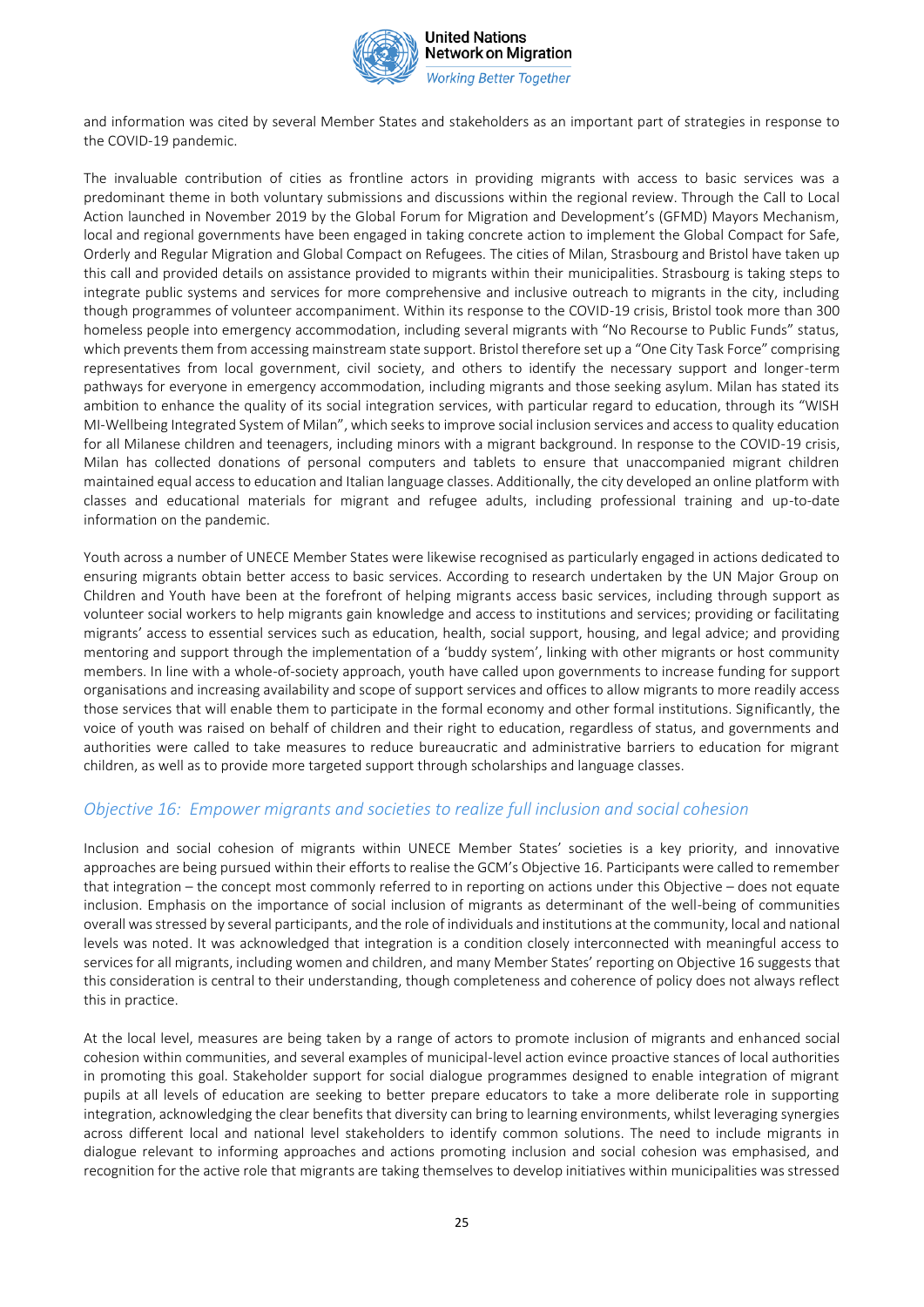and information was cited by several Member States and stakeholders as an important part of strategies in response to the COVID-19 pandemic.

The invaluable contribution of cities as frontline actors in providing migrants with access to basic services was a predominant theme in both voluntary submissions and discussions within the regional review. Through the Call to Local Action launched in November 2019 by the Global Forum for Migration and Development's (GFMD) Mayors Mechanism, local and regional governments have been engaged in taking concrete action to implement the Global Compact for Safe, Orderly and Regular Migration and Global Compact on Refugees. The cities of Milan, Strasbourg and Bristol have taken up this call and provided details on assistance provided to migrants within their municipalities. Strasbourg is taking steps to integrate public systems and services for more comprehensive and inclusive outreach to migrants in the city, including though programmes of volunteer accompaniment. Within its response to the COVID-19 crisis, Bristol took more than 300 homeless people into emergency accommodation, including several migrants with "No Recourse to Public Funds" status, which prevents them from accessing mainstream state support. Bristol therefore set up a "One City Task Force" comprising representatives from local government, civil society, and others to identify the necessary support and longer-term pathways for everyone in emergency accommodation, including migrants and those seeking asylum. Milan has stated its ambition to enhance the quality of its social integration services, with particular regard to education, through its "WISH MI-Wellbeing Integrated System of Milan", which seeks to improve social inclusion services and access to quality education for all Milanese children and teenagers, including minors with a migrant background. In response to the COVID-19 crisis, Milan has collected donations of personal computers and tablets to ensure that unaccompanied migrant children maintained equal access to education and Italian language classes. Additionally, the city developed an online platform with classes and educational materials for migrant and refugee adults, including professional training and up-to-date information on the pandemic.

Youth across a number of UNECE Member States were likewise recognised as particularly engaged in actions dedicated to ensuring migrants obtain better access to basic services. According to research undertaken by the UN Major Group on Children and Youth have been at the forefront of helping migrants access basic services, including through support as volunteer social workers to help migrants gain knowledge and access to institutions and services; providing or facilitating migrants' access to essential services such as education, health, social support, housing, and legal advice; and providing mentoring and support through the implementation of a 'buddy system', linking with other migrants or host community members. In line with a whole-of-society approach, youth have called upon governments to increase funding for support organisations and increasing availability and scope of support services and offices to allow migrants to more readily access those services that will enable them to participate in the formal economy and other formal institutions. Significantly, the voice of youth was raised on behalf of children and their right to education, regardless of status, and governments and authorities were called to take measures to reduce bureaucratic and administrative barriers to education for migrant children, as well as to provide more targeted support through scholarships and language classes.

## *Objective 16: Empower migrants and societies to realize full inclusion and social cohesion*

Inclusion and social cohesion of migrants within UNECE Member States' societies is a key priority, and innovative approaches are being pursued within their efforts to realise the GCM's Objective 16. Participants were called to remember that integration – the concept most commonly referred to in reporting on actions under this Objective – does not equate inclusion. Emphasis on the importance of social inclusion of migrants as determinant of the well-being of communities overall was stressed by several participants, and the role of individuals and institutions at the community, local and national levels was noted. It was acknowledged that integration is a condition closely interconnected with meaningful access to services for all migrants, including women and children, and many Member States' reporting on Objective 16 suggests that this consideration is central to their understanding, though completeness and coherence of policy does not always reflect this in practice.

At the local level, measures are being taken by a range of actors to promote inclusion of migrants and enhanced social cohesion within communities, and several examples of municipal-level action evince proactive stances of local authorities in promoting this goal. Stakeholder support for social dialogue programmes designed to enable integration of migrant pupils at all levels of education are seeking to better prepare educators to take a more deliberate role in supporting integration, acknowledging the clear benefits that diversity can bring to learning environments, whilst leveraging synergies across different local and national level stakeholders to identify common solutions. The need to include migrants in dialogue relevant to informing approaches and actions promoting inclusion and social cohesion was emphasised, and recognition for the active role that migrants are taking themselves to develop initiatives within municipalities was stressed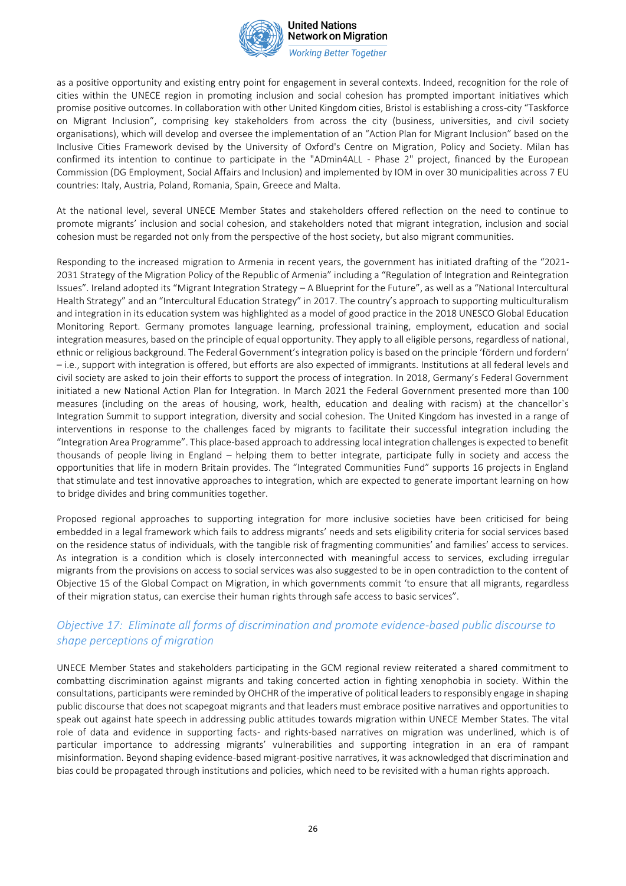as a positive opportunity and existing entry point for engagement in several contexts. Indeed, recognition for the role of cities within the UNECE region in promoting inclusion and social cohesion has prompted important initiatives which promise positive outcomes. In collaboration with other United Kingdom cities, Bristol is establishing a cross-city "Taskforce on Migrant Inclusion", comprising key stakeholders from across the city (business, universities, and civil society organisations), which will develop and oversee the implementation of an "Action Plan for Migrant Inclusion" based on the Inclusive Cities Framework devised by the University of Oxford's Centre on Migration, Policy and Society. Milan has confirmed its intention to continue to participate in the "ADmin4ALL - Phase 2" project, financed by the European Commission (DG Employment, Social Affairs and Inclusion) and implemented by IOM in over 30 municipalities across 7 EU countries: Italy, Austria, Poland, Romania, Spain, Greece and Malta.

At the national level, several UNECE Member States and stakeholders offered reflection on the need to continue to promote migrants' inclusion and social cohesion, and stakeholders noted that migrant integration, inclusion and social cohesion must be regarded not only from the perspective of the host society, but also migrant communities.

Responding to the increased migration to Armenia in recent years, the government has initiated drafting of the "2021-2031 Strategy of the Migration Policy of the Republic of Armenia" including a "Regulation of Integration and Reintegration Issues". Ireland adopted its "Migrant Integration Strategy – A Blueprint for the Future", as well as a "National Intercultural Health Strategy" and an "Intercultural Education Strategy" in 2017. The country's approach to supporting multiculturalism and integration in its education system was highlighted as a model of good practice in the 2018 UNESCO Global Education Monitoring Report. Germany promotes language learning, professional training, employment, education and social integration measures, based on the principle of equal opportunity. They apply to all eligible persons, regardless of national, ethnic or religious background. The Federal Government's integration policy is based on the principle 'fördern und fordern' – i.e., support with integration is offered, but efforts are also expected of immigrants. Institutions at all federal levels and civil society are asked to join their efforts to support the process of integration. In 2018, Germany's Federal Government initiated a new National Action Plan for Integration. In March 2021 the Federal Government presented more than 100 measures (including on the areas of housing, work, health, education and dealing with racism) at the chancellor`s Integration Summit to support integration, diversity and social cohesion. The United Kingdom has invested in a range of interventions in response to the challenges faced by migrants to facilitate their successful integration including the "Integration Area Programme". This place-based approach to addressing local integration challenges is expected to benefit thousands of people living in England – helping them to better integrate, participate fully in society and access the opportunities that life in modern Britain provides. The "Integrated Communities Fund" supports 16 projects in England that stimulate and test innovative approaches to integration, which are expected to generate important learning on how to bridge divides and bring communities together.

Proposed regional approaches to supporting integration for more inclusive societies have been criticised for being embedded in a legal framework which fails to address migrants' needs and sets eligibility criteria for social services based on the residence status of individuals, with the tangible risk of fragmenting communities' and families' access to services. As integration is a condition which is closely interconnected with meaningful access to services, excluding irregular migrants from the provisions on access to social services was also suggested to be in open contradiction to the content of Objective 15 of the Global Compact on Migration, in which governments commit 'to ensure that all migrants, regardless of their migration status, can exercise their human rights through safe access to basic services".

## *Objective 17: Eliminate all forms of discrimination and promote evidence-based public discourse to shape perceptions of migration*

UNECE Member States and stakeholders participating in the GCM regional review reiterated a shared commitment to combatting discrimination against migrants and taking concerted action in fighting xenophobia in society. Within the consultations, participants were reminded by OHCHR of the imperative of political leaders to responsibly engage in shaping public discourse that does not scapegoat migrants and that leaders must embrace positive narratives and opportunities to speak out against hate speech in addressing public attitudes towards migration within UNECE Member States. The vital role of data and evidence in supporting facts- and rights-based narratives on migration was underlined, which is of particular importance to addressing migrants' vulnerabilities and supporting integration in an era of rampant misinformation. Beyond shaping evidence-based migrant-positive narratives, it was acknowledged that discrimination and bias could be propagated through institutions and policies, which need to be revisited with a human rights approach.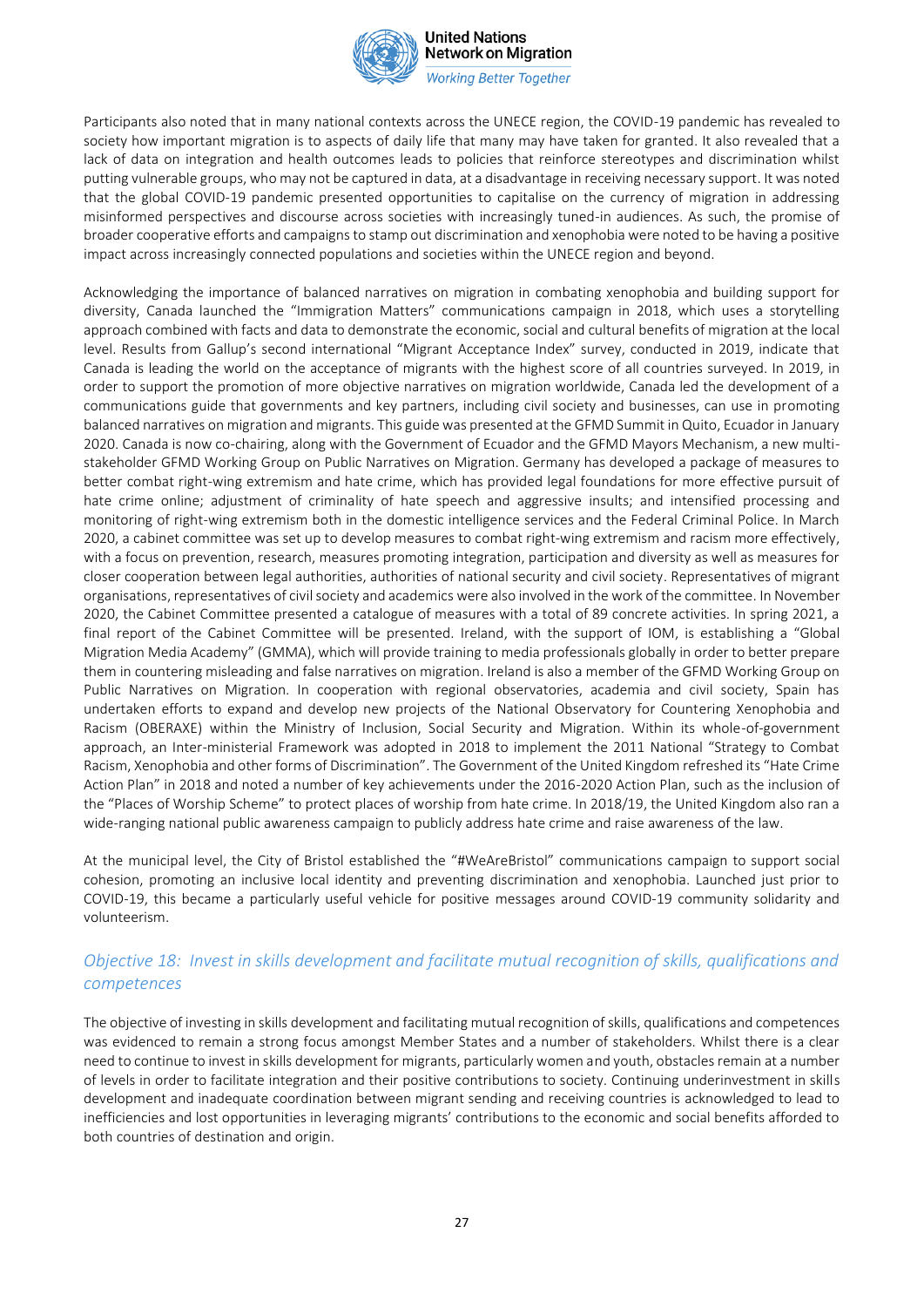Participants also noted that in many national contexts across the UNECE region, the COVID-19 pandemic has revealed to society how important migration is to aspects of daily life that many may have taken for granted. It also revealed that a lack of data on integration and health outcomes leads to policies that reinforce stereotypes and discrimination whilst putting vulnerable groups, who may not be captured in data, at a disadvantage in receiving necessary support. It was noted that the global COVID-19 pandemic presented opportunities to capitalise on the currency of migration in addressing misinformed perspectives and discourse across societies with increasingly tuned-in audiences. As such, the promise of broader cooperative efforts and campaigns to stamp out discrimination and xenophobia were noted to be having a positive impact across increasingly connected populations and societies within the UNECE region and beyond.

Acknowledging the importance of balanced narratives on migration in combating xenophobia and building support for diversity, Canada launched the "Immigration Matters" communications campaign in 2018, which uses a storytelling approach combined with facts and data to demonstrate the economic, social and cultural benefits of migration at the local level. Results from Gallup's second international "Migrant Acceptance Index" survey, conducted in 2019, indicate that Canada is leading the world on the acceptance of migrants with the highest score of all countries surveyed. In 2019, in order to support the promotion of more objective narratives on migration worldwide, Canada led the development of a communications guide that governments and key partners, including civil society and businesses, can use in promoting balanced narratives on migration and migrants. This guide was presented at the GFMD Summit in Quito, Ecuador in January 2020. Canada is now co-chairing, along with the Government of Ecuador and the GFMD Mayors Mechanism, a new multi-stakeholder GFMD Working Group on Public Narratives on Migration. Germany has developed a package of measures to better combat right-wing extremism and hate crime, which has provided legal foundations for more effective pursuit of hate crime online; adjustment of criminality of hate speech and aggressive insults; and intensified processing and monitoring of right-wing extremism both in the domestic intelligence services and the Federal Criminal Police. In March 2020, a cabinet committee was set up to develop measures to combat right-wing extremism and racism more effectively, with a focus on prevention, research, measures promoting integration, participation and diversity as well as measures for closer cooperation between legal authorities, authorities of national security and civil society. Representatives of migrant organisations, representatives of civil society and academics were also involved in the work of the committee. In November 2020, the Cabinet Committee presented a catalogue of measures with a total of 89 concrete activities. In spring 2021, a final report of the Cabinet Committee will be presented. Ireland, with the support of IOM, is establishing a "Global Migration Media Academy" (GMMA), which will provide training to media professionals globally in order to better prepare them in countering misleading and false narratives on migration. Ireland is also a member of the GFMD Working Group on Public Narratives on Migration. In cooperation with regional observatories, academia and civil society, Spain has undertaken efforts to expand and develop new projects of the National Observatory for Countering Xenophobia and Racism (OBERAXE) within the Ministry of Inclusion, Social Security and Migration. Within its whole-of-government approach, an Inter-ministerial Framework was adopted in 2018 to implement the 2011 National "Strategy to Combat Racism, Xenophobia and other forms of Discrimination". The Government of the United Kingdom refreshed its "Hate Crime Action Plan" in 2018 and noted a number of key achievements under the 2016-2020 Action Plan, such as the inclusion of the "Places of Worship Scheme" to protect places of worship from hate crime. In 2018/19, the United Kingdom also ran a wide-ranging national public awareness campaign to publicly address hate crime and raise awareness of the law.

At the municipal level, the City of Bristol established the "#WeAreBristol" communications campaign to support social cohesion, promoting an inclusive local identity and preventing discrimination and xenophobia. Launched just prior to COVID-19, this became a particularly useful vehicle for positive messages around COVID-19 community solidarity and volunteerism.

## *Objective 18: Invest in skills development and facilitate mutual recognition of skills, qualifications and competences*

The objective of investing in skills development and facilitating mutual recognition of skills, qualifications and competences was evidenced to remain a strong focus amongst Member States and a number of stakeholders. Whilst there is a clear need to continue to invest in skills development for migrants, particularly women and youth, obstacles remain at a number of levels in order to facilitate integration and their positive contributions to society. Continuing underinvestment in skills development and inadequate coordination between migrant sending and receiving countries is acknowledged to lead to inefficiencies and lost opportunities in leveraging migrants' contributions to the economic and social benefits afforded to both countries of destination and origin.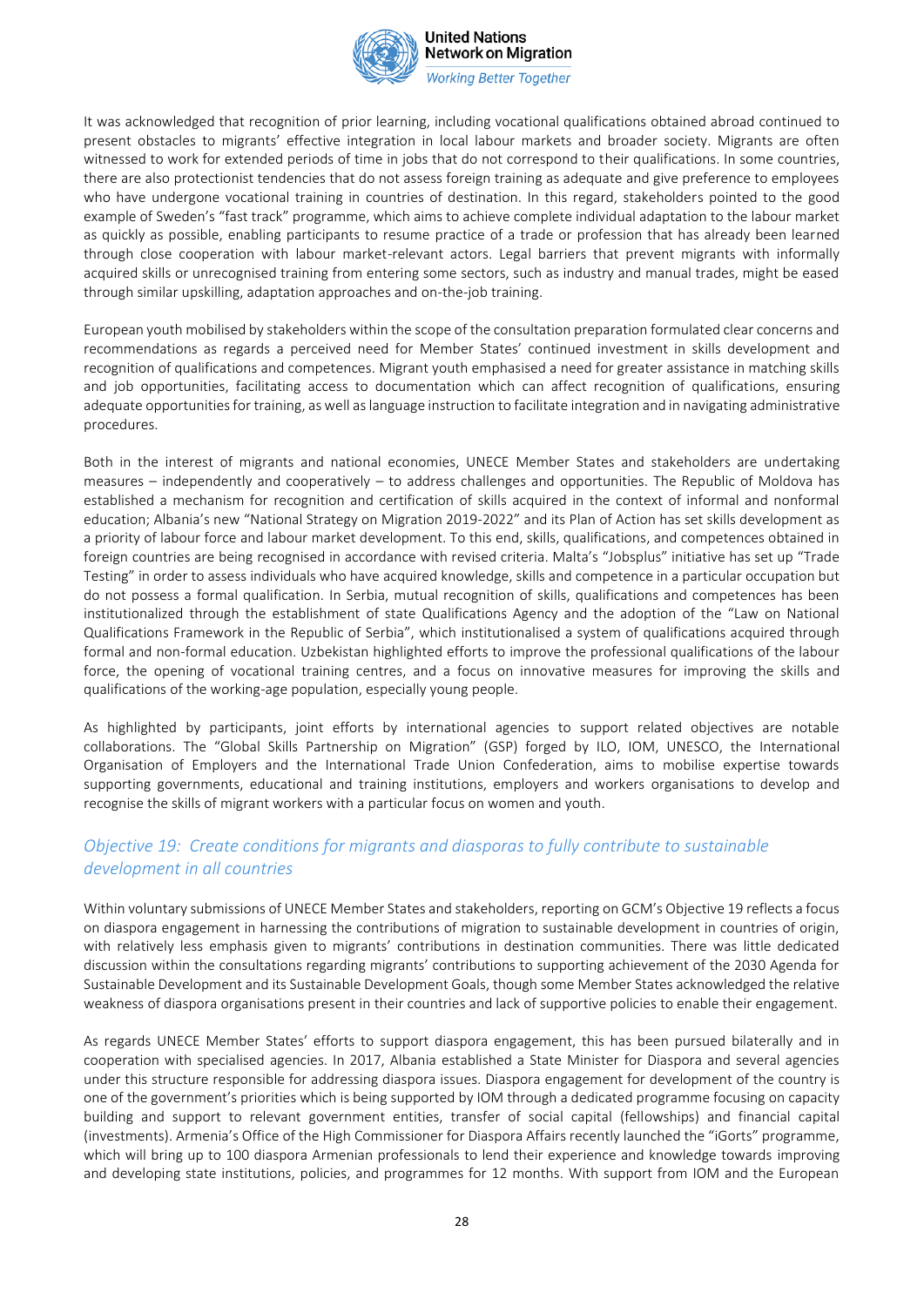It was acknowledged that recognition of prior learning, including vocational qualifications obtained abroad continued to present obstacles to migrants' effective integration in local labour markets and broader society. Migrants are often witnessed to work for extended periods of time in jobs that do not correspond to their qualifications. In some countries, there are also protectionist tendencies that do not assess foreign training as adequate and give preference to employees who have undergone vocational training in countries of destination. In this regard, stakeholders pointed to the good example of Sweden's "fast track" programme, which aims to achieve complete individual adaptation to the labour market as quickly as possible, enabling participants to resume practice of a trade or profession that has already been learned through close cooperation with labour market-relevant actors. Legal barriers that prevent migrants with informally acquired skills or unrecognised training from entering some sectors, such as industry and manual trades, might be eased through similar upskilling, adaptation approaches and on-the-job training.

European youth mobilised by stakeholders within the scope of the consultation preparation formulated clear concerns and recommendations as regards a perceived need for Member States' continued investment in skills development and recognition of qualifications and competences. Migrant youth emphasised a need for greater assistance in matching skills and job opportunities, facilitating access to documentation which can affect recognition of qualifications, ensuring adequate opportunities for training, as well as language instruction to facilitate integration and in navigating administrative procedures.

Both in the interest of migrants and national economies, UNECE Member States and stakeholders are undertaking measures – independently and cooperatively – to address challenges and opportunities. The Republic of Moldova has established a mechanism for recognition and certification of skills acquired in the context of informal and nonformal education; Albania's new "National Strategy on Migration 2019-2022" and its Plan of Action has set skills development as a priority of labour force and labour market development. To this end, skills, qualifications, and competences obtained in foreign countries are being recognised in accordance with revised criteria. Malta's "Jobsplus" initiative has set up "Trade Testing" in order to assess individuals who have acquired knowledge, skills and competence in a particular occupation but do not possess a formal qualification. In Serbia, mutual recognition of skills, qualifications and competences has been institutionalized through the establishment of state Qualifications Agency and the adoption of the "Law on National Qualifications Framework in the Republic of Serbia", which institutionalised a system of qualifications acquired through formal and non-formal education. Uzbekistan highlighted efforts to improve the professional qualifications of the labour force, the opening of vocational training centres, and a focus on innovative measures for improving the skills and qualifications of the working-age population, especially young people.

As highlighted by participants, joint efforts by international agencies to support related objectives are notable collaborations. The "Global Skills Partnership on Migration" (GSP) forged by ILO, IOM, UNESCO, the International Organisation of Employers and the International Trade Union Confederation, aims to mobilise expertise towards supporting governments, educational and training institutions, employers and workers organisations to develop and recognise the skills of migrant workers with a particular focus on women and youth.

### *Objective 19: Create conditions for migrants and diasporas to fully contribute to sustainable development in all countries*

Within voluntary submissions of UNECE Member States and stakeholders, reporting on GCM's Objective 19 reflects a focus on diaspora engagement in harnessing the contributions of migration to sustainable development in countries of origin, with relatively less emphasis given to migrants' contributions in destination communities. There was little dedicated discussion within the consultations regarding migrants' contributions to supporting achievement of the 2030 Agenda for Sustainable Development and its Sustainable Development Goals, though some Member States acknowledged the relative weakness of diaspora organisations present in their countries and lack of supportive policies to enable their engagement.

As regards UNECE Member States' efforts to support diaspora engagement, this has been pursued bilaterally and in cooperation with specialised agencies. In 2017, Albania established a State Minister for Diaspora and several agencies under this structure responsible for addressing diaspora issues. Diaspora engagement for development of the country is one of the government's priorities which is being supported by IOM through a dedicated programme focusing on capacity building and support to relevant government entities, transfer of social capital (fellowships) and financial capital (investments). Armenia's Office of the High Commissioner for Diaspora Affairs recently launched the "iGorts" programme, which will bring up to 100 diaspora Armenian professionals to lend their experience and knowledge towards improving and developing state institutions, policies, and programmes for 12 months. With support from IOM and the European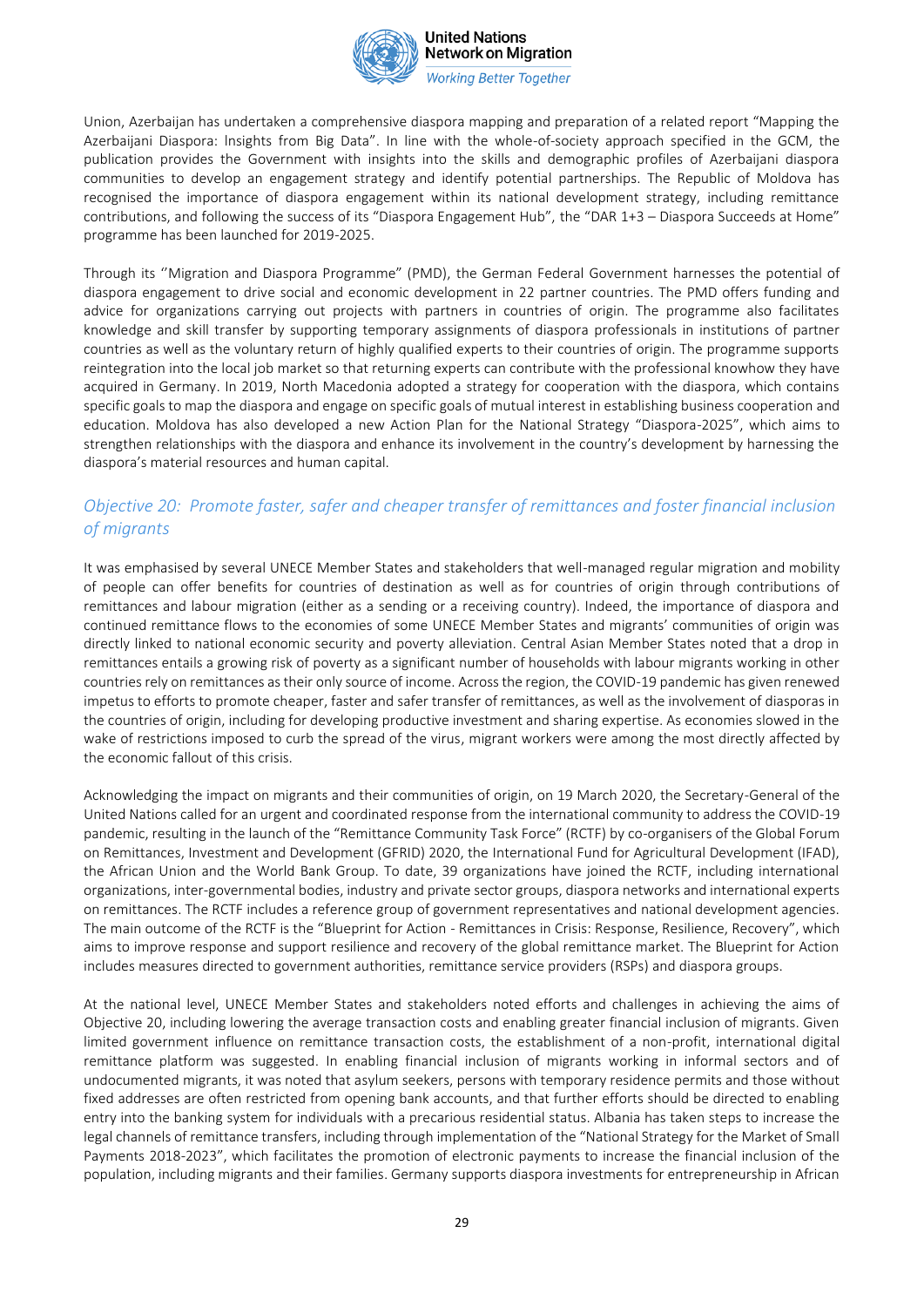Union, Azerbaijan has undertaken a comprehensive diaspora mapping and preparation of a related report "Mapping the Azerbaijani Diaspora: Insights from Big Data". In line with the whole-of-society approach specified in the GCM, the publication provides the Government with insights into the skills and demographic profiles of Azerbaijani diaspora communities to develop an engagement strategy and identify potential partnerships. The Republic of Moldova has recognised the importance of diaspora engagement within its national development strategy, including remittance contributions, and following the success of its "Diaspora Engagement Hub", the "DAR 1+3 – Diaspora Succeeds at Home" programme has been launched for 2019-2025.

Through its "Migration and Diaspora Programme" (PMD), the German Federal Government harnesses the potential of diaspora engagement to drive social and economic development in 22 partner countries. The PMD offers funding and advice for organizations carrying out projects with partners in countries of origin. The programme also facilitates knowledge and skill transfer by supporting temporary assignments of diaspora professionals in institutions of partner countries as well as the voluntary return of highly qualified experts to their countries of origin. The programme supports reintegration into the local job market so that returning experts can contribute with the professional knowhow they have acquired in Germany. In 2019, North Macedonia adopted a strategy for cooperation with the diaspora, which contains specific goals to map the diaspora and engage on specific goals of mutual interest in establishing business cooperation and education. Moldova has also developed a new Action Plan for the National Strategy "Diaspora-2025", which aims to strengthen relationships with the diaspora and enhance its involvement in the country's development by harnessing the diaspora's material resources and human capital.

## *Objective 20: Promote faster, safer and cheaper transfer of remittances and foster financial inclusion of migrants*

It was emphasised by several UNECE Member States and stakeholders that well-managed regular migration and mobility of people can offer benefits for countries of destination as well as for countries of origin through contributions of remittances and labour migration (either as a sending or a receiving country). Indeed, the importance of diaspora and continued remittance flows to the economies of some UNECE Member States and migrants' communities of origin was directly linked to national economic security and poverty alleviation. Central Asian Member States noted that a drop in remittances entails a growing risk of poverty as a significant number of households with labour migrants working in other countries rely on remittances as their only source of income. Across the region, the COVID-19 pandemic has given renewed impetus to efforts to promote cheaper, faster and safer transfer of remittances, as well as the involvement of diasporas in the countries of origin, including for developing productive investment and sharing expertise. As economies slowed in the wake of restrictions imposed to curb the spread of the virus, migrant workers were among the most directly affected by the economic fallout of this crisis.

Acknowledging the impact on migrants and their communities of origin, on 19 March 2020, the Secretary-General of the United Nations called for an urgent and coordinated response from the international community to address the COVID-19 pandemic, resulting in the launch of the "Remittance Community Task Force" (RCTF) by co-organisers of the Global Forum on Remittances, Investment and Development (GFRID) 2020, the International Fund for Agricultural Development (IFAD), the African Union and the World Bank Group. To date, 39 organizations have joined the RCTF, including international organizations, inter-governmental bodies, industry and private sector groups, diaspora networks and international experts on remittances. The RCTF includes a reference group of government representatives and national development agencies. The main outcome of the RCTF is the "Blueprint for Action - Remittances in Crisis: Response, Resilience, Recovery", which aims to improve response and support resilience and recovery of the global remittance market. The Blueprint for Action includes measures directed to government authorities, remittance service providers (RSPs) and diaspora groups.

At the national level, UNECE Member States and stakeholders noted efforts and challenges in achieving the aims of Objective 20, including lowering the average transaction costs and enabling greater financial inclusion of migrants. Given limited government influence on remittance transaction costs, the establishment of a non-profit, international digital remittance platform was suggested. In enabling financial inclusion of migrants working in informal sectors and of undocumented migrants, it was noted that asylum seekers, persons with temporary residence permits and those without fixed addresses are often restricted from opening bank accounts, and that further efforts should be directed to enabling entry into the banking system for individuals with a precarious residential status. Albania has taken steps to increase the legal channels of remittance transfers, including through implementation of the "National Strategy for the Market of Small Payments 2018-2023", which facilitates the promotion of electronic payments to increase the financial inclusion of the population, including migrants and their families. Germany supports diaspora investments for entrepreneurship in African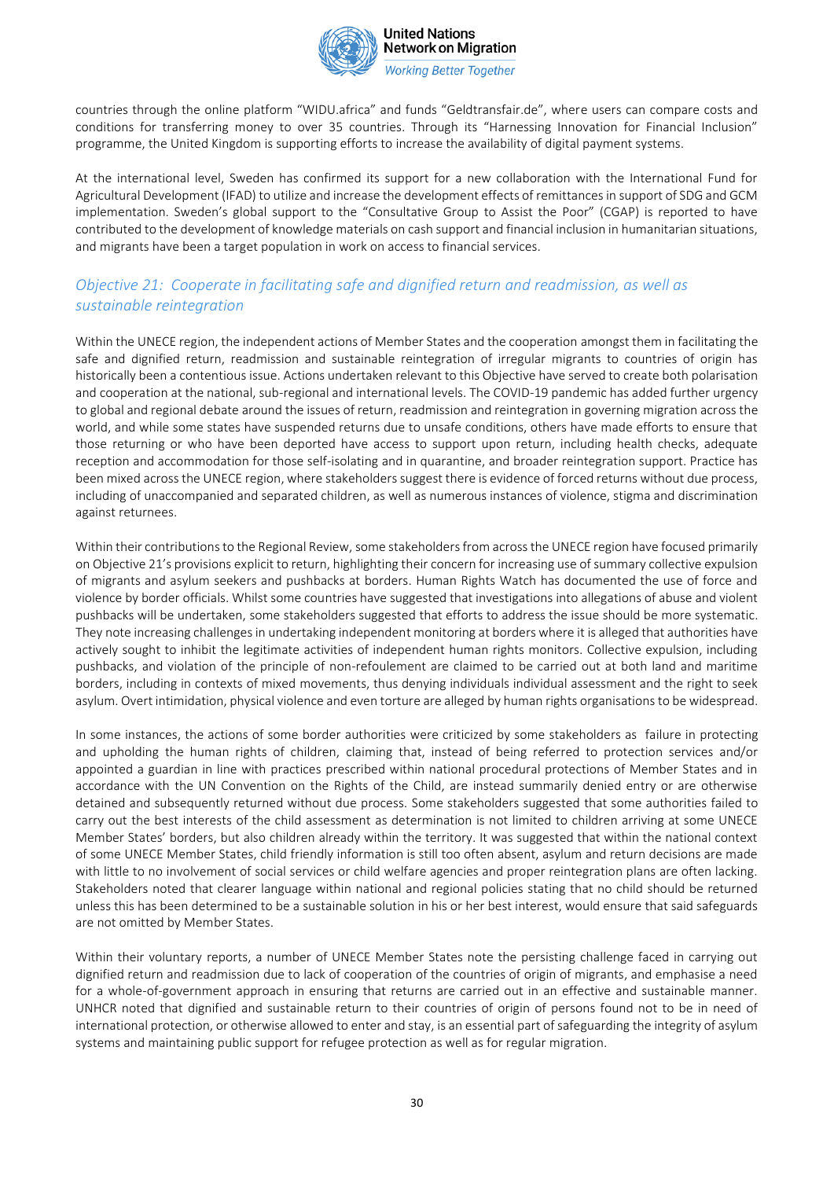countries through the online platform "WIDU.africa" and funds "Geldtransfair.de", where users can compare costs and conditions for transferring money to over 35 countries. Through its "Harnessing Innovation for Financial Inclusion" programme, the United Kingdom is supporting efforts to increase the availability of digital payment systems.

At the international level, Sweden has confirmed its support for a new collaboration with the International Fund for Agricultural Development (IFAD) to utilize and increase the development effects of remittances in support of SDG and GCM implementation. Sweden's global support to the "Consultative Group to Assist the Poor" (CGAP) is reported to have contributed to the development of knowledge materials on cash support and financial inclusion in humanitarian situations, and migrants have been a target population in work on access to financial services.

### *Objective 21: Cooperate in facilitating safe and dignified return and readmission, as well as sustainable reintegration*

Within the UNECE region, the independent actions of Member States and the cooperation amongst them in facilitating the safe and dignified return, readmission and sustainable reintegration of irregular migrants to countries of origin has historically been a contentious issue. Actions undertaken relevant to this Objective have served to create both polarisation and cooperation at the national, sub-regional and international levels. The COVID-19 pandemic has added further urgency to global and regional debate around the issues of return, readmission and reintegration in governing migration across the world, and while some states have suspended returns due to unsafe conditions, others have made efforts to ensure that those returning or who have been deported have access to support upon return, including health checks, adequate reception and accommodation for those self-isolating and in quarantine, and broader reintegration support. Practice has been mixed across the UNECE region, where stakeholders suggest there is evidence of forced returns without due process, including of unaccompanied and separated children, as well as numerous instances of violence, stigma and discrimination against returnees.

Within their contributions to the Regional Review, some stakeholders from across the UNECE region have focused primarily on Objective 21's provisions explicit to return, highlighting their concern for increasing use of summary collective expulsion of migrants and asylum seekers and pushbacks at borders. Human Rights Watch has documented the use of force and violence by border officials. Whilst some countries have suggested that investigations into allegations of abuse and violent pushbacks will be undertaken, some stakeholders suggested that efforts to address the issue should be more systematic. They note increasing challenges in undertaking independent monitoring at borders where it is alleged that authorities have actively sought to inhibit the legitimate activities of independent human rights monitors. Collective expulsion, including pushbacks, and violation of the principle of non-refoulement are claimed to be carried out at both land and maritime borders, including in contexts of mixed movements, thus denying individuals individual assessment and the right to seek asylum. Overt intimidation, physical violence and even torture are alleged by human rights organisations to be widespread.

In some instances, the actions of some border authorities were criticized by some stakeholders as failure in protecting and upholding the human rights of children, claiming that, instead of being referred to protection services and/or appointed a guardian in line with practices prescribed within national procedural protections of Member States and in accordance with the UN Convention on the Rights of the Child, are instead summarily denied entry or are otherwise detained and subsequently returned without due process. Some stakeholders suggested that some authorities failed to carry out the best interests of the child assessment as determination is not limited to children arriving at some UNECE Member States' borders, but also children already within the territory. It was suggested that within the national context of some UNECE Member States, child friendly information is still too often absent, asylum and return decisions are made with little to no involvement of social services or child welfare agencies and proper reintegration plans are often lacking. Stakeholders noted that clearer language within national and regional policies stating that no child should be returned unless this has been determined to be a sustainable solution in his or her best interest, would ensure that said safeguards are not omitted by Member States.

Within their voluntary reports, a number of UNECE Member States note the persisting challenge faced in carrying out dignified return and readmission due to lack of cooperation of the countries of origin of migrants, and emphasise a need for a whole-of-government approach in ensuring that returns are carried out in an effective and sustainable manner. UNHCR noted that dignified and sustainable return to their countries of origin of persons found not to be in need of international protection, or otherwise allowed to enter and stay, is an essential part of safeguarding the integrity of asylum systems and maintaining public support for refugee protection as well as for regular migration.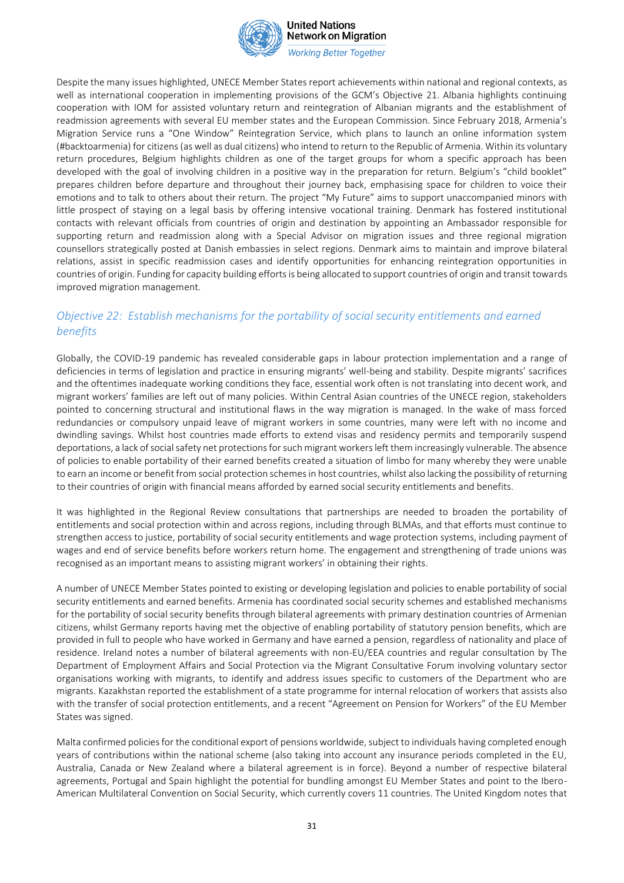Despite the many issues highlighted, UNECE Member States report achievements within national and regional contexts, as well as international cooperation in implementing provisions of the GCM's Objective 21. Albania highlights continuing cooperation with IOM for assisted voluntary return and reintegration of Albanian migrants and the establishment of readmission agreements with several EU member states and the European Commission. Since February 2018, Armenia's Migration Service runs a "One Window" Reintegration Service, which plans to launch an online information system (#backtoarmenia) for citizens (as well as dual citizens) who intend to return to the Republic of Armenia. Within its voluntary return procedures, Belgium highlights children as one of the target groups for whom a specific approach has been developed with the goal of involving children in a positive way in the preparation for return. Belgium's "child booklet" prepares children before departure and throughout their journey back, emphasising space for children to voice their emotions and to talk to others about their return. The project "My Future" aims to support unaccompanied minors with little prospect of staying on a legal basis by offering intensive vocational training. Denmark has fostered institutional contacts with relevant officials from countries of origin and destination by appointing an Ambassador responsible for supporting return and readmission along with a Special Advisor on migration issues and three regional migration counsellors strategically posted at Danish embassies in select regions. Denmark aims to maintain and improve bilateral relations, assist in specific readmission cases and identify opportunities for enhancing reintegration opportunities in countries of origin. Funding for capacity building efforts is being allocated to support countries of origin and transit towards improved migration management.

### *Objective 22: Establish mechanisms for the portability of social security entitlements and earned benefits*

Globally, the COVID-19 pandemic has revealed considerable gaps in labour protection implementation and a range of deficiencies in terms of legislation and practice in ensuring migrants' well-being and stability. Despite migrants' sacrifices and the oftentimes inadequate working conditions they face, essential work often is not translating into decent work, and migrant workers' families are left out of many policies. Within Central Asian countries of the UNECE region, stakeholders pointed to concerning structural and institutional flaws in the way migration is managed. In the wake of mass forced redundancies or compulsory unpaid leave of migrant workers in some countries, many were left with no income and dwindling savings. Whilst host countries made efforts to extend visas and residency permits and temporarily suspend deportations, a lack of social safety net protections for such migrant workers left them increasingly vulnerable. The absence of policies to enable portability of their earned benefits created a situation of limbo for many whereby they were unable to earn an income or benefit from social protection schemes in host countries, whilst also lacking the possibility of returning to their countries of origin with financial means afforded by earned social security entitlements and benefits.

It was highlighted in the Regional Review consultations that partnerships are needed to broaden the portability of entitlements and social protection within and across regions, including through BLMAs, and that efforts must continue to strengthen access to justice, portability of social security entitlements and wage protection systems, including payment of wages and end of service benefits before workers return home. The engagement and strengthening of trade unions was recognised as an important means to assisting migrant workers' in obtaining their rights.

A number of UNECE Member States pointed to existing or developing legislation and policies to enable portability of social security entitlements and earned benefits. Armenia has coordinated social security schemes and established mechanisms for the portability of social security benefits through bilateral agreements with primary destination countries of Armenian citizens, whilst Germany reports having met the objective of enabling portability of statutory pension benefits, which are provided in full to people who have worked in Germany and have earned a pension, regardless of nationality and place of residence. Ireland notes a number of bilateral agreements with non-EU/EEA countries and regular consultation by The Department of Employment Affairs and Social Protection via the Migrant Consultative Forum involving voluntary sector organisations working with migrants, to identify and address issues specific to customers of the Department who are migrants. Kazakhstan reported the establishment of a state programme for internal relocation of workers that assists also with the transfer of social protection entitlements, and a recent "Agreement on Pension for Workers" of the EU Member States was signed.

Malta confirmed policies for the conditional export of pensions worldwide, subject to individuals having completed enough years of contributions within the national scheme (also taking into account any insurance periods completed in the EU, Australia, Canada or New Zealand where a bilateral agreement is in force). Beyond a number of respective bilateral agreements, Portugal and Spain highlight the potential for bundling amongst EU Member States and point to the Ibero-American Multilateral Convention on Social Security, which currently covers 11 countries. The United Kingdom notes that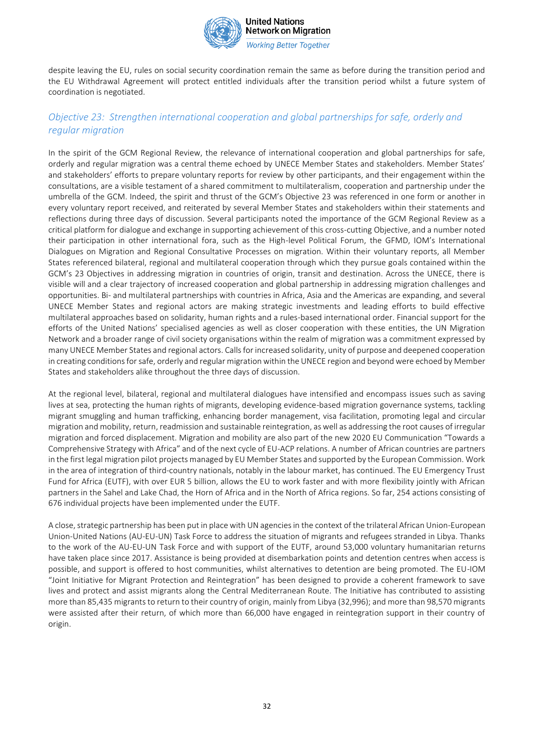despite leaving the EU, rules on social security coordination remain the same as before during the transition period and the EU Withdrawal Agreement will protect entitled individuals after the transition period whilst a future system of coordination is negotiated.

## *Objective 23: Strengthen international cooperation and global partnerships for safe, orderly and regular migration*

In the spirit of the GCM Regional Review, the relevance of international cooperation and global partnerships for safe, orderly and regular migration was a central theme echoed by UNECE Member States and stakeholders. Member States' and stakeholders' efforts to prepare voluntary reports for review by other participants, and their engagement within the consultations, are a visible testament of a shared commitment to multilateralism, cooperation and partnership under the umbrella of the GCM. Indeed, the spirit and thrust of the GCM's Objective 23 was referenced in one form or another in every voluntary report received, and reiterated by several Member States and stakeholders within their statements and reflections during three days of discussion. Several participants noted the importance of the GCM Regional Review as a critical platform for dialogue and exchange in supporting achievement of this cross-cutting Objective, and a number noted their participation in other international fora, such as the High-level Political Forum, the GFMD, IOM's International Dialogues on Migration and Regional Consultative Processes on migration. Within their voluntary reports, all Member States referenced bilateral, regional and multilateral cooperation through which they pursue goals contained within the GCM's 23 Objectives in addressing migration in countries of origin, transit and destination. Across the UNECE, there is visible will and a clear trajectory of increased cooperation and global partnership in addressing migration challenges and opportunities. Bi- and multilateral partnerships with countries in Africa, Asia and the Americas are expanding, and several UNECE Member States and regional actors are making strategic investments and leading efforts to build effective multilateral approaches based on solidarity, human rights and a rules-based international order. Financial support for the efforts of the United Nations' specialised agencies as well as closer cooperation with these entities, the UN Migration Network and a broader range of civil society organisations within the realm of migration was a commitment expressed by many UNECE Member States and regional actors. Calls for increased solidarity, unity of purpose and deepened cooperation in creating conditions for safe, orderly and regular migration within the UNECE region and beyond were echoed by Member States and stakeholders alike throughout the three days of discussion.

At the regional level, bilateral, regional and multilateral dialogues have intensified and encompass issues such as saving lives at sea, protecting the human rights of migrants, developing evidence-based migration governance systems, tackling migrant smuggling and human trafficking, enhancing border management, visa facilitation, promoting legal and circular migration and mobility, return, readmission and sustainable reintegration, as well as addressing the root causes of irregular migration and forced displacement. Migration and mobility are also part of the new 2020 EU Communication "Towards a Comprehensive Strategy with Africa" and of the next cycle of EU-ACP relations. A number of African countries are partners in the first legal migration pilot projects managed by EU Member States and supported by the European Commission. Work in the area of integration of third-country nationals, notably in the labour market, has continued. The EU Emergency Trust Fund for Africa (EUTF), with over EUR 5 billion, allows the EU to work faster and with more flexibility jointly with African partners in the Sahel and Lake Chad, the Horn of Africa and in the North of Africa regions. So far, 254 actions consisting of 676 individual projects have been implemented under the EUTF.

A close, strategic partnership has been put in place with UN agencies in the context of the trilateral African Union-European Union-United Nations (AU-EU-UN) Task Force to address the situation of migrants and refugees stranded in Libya. Thanks to the work of the AU-EU-UN Task Force and with support of the EUTF, around 53,000 voluntary humanitarian returns have taken place since 2017. Assistance is being provided at disembarkation points and detention centres when access is possible, and support is offered to host communities, whilst alternatives to detention are being promoted. The EU-IOM "Joint Initiative for Migrant Protection and Reintegration" has been designed to provide a coherent framework to save lives and protect and assist migrants along the Central Mediterranean Route. The Initiative has contributed to assisting more than 85,435 migrants to return to their country of origin, mainly from Libya (32,996); and more than 98,570 migrants were assisted after their return, of which more than 66,000 have engaged in reintegration support in their country of origin.